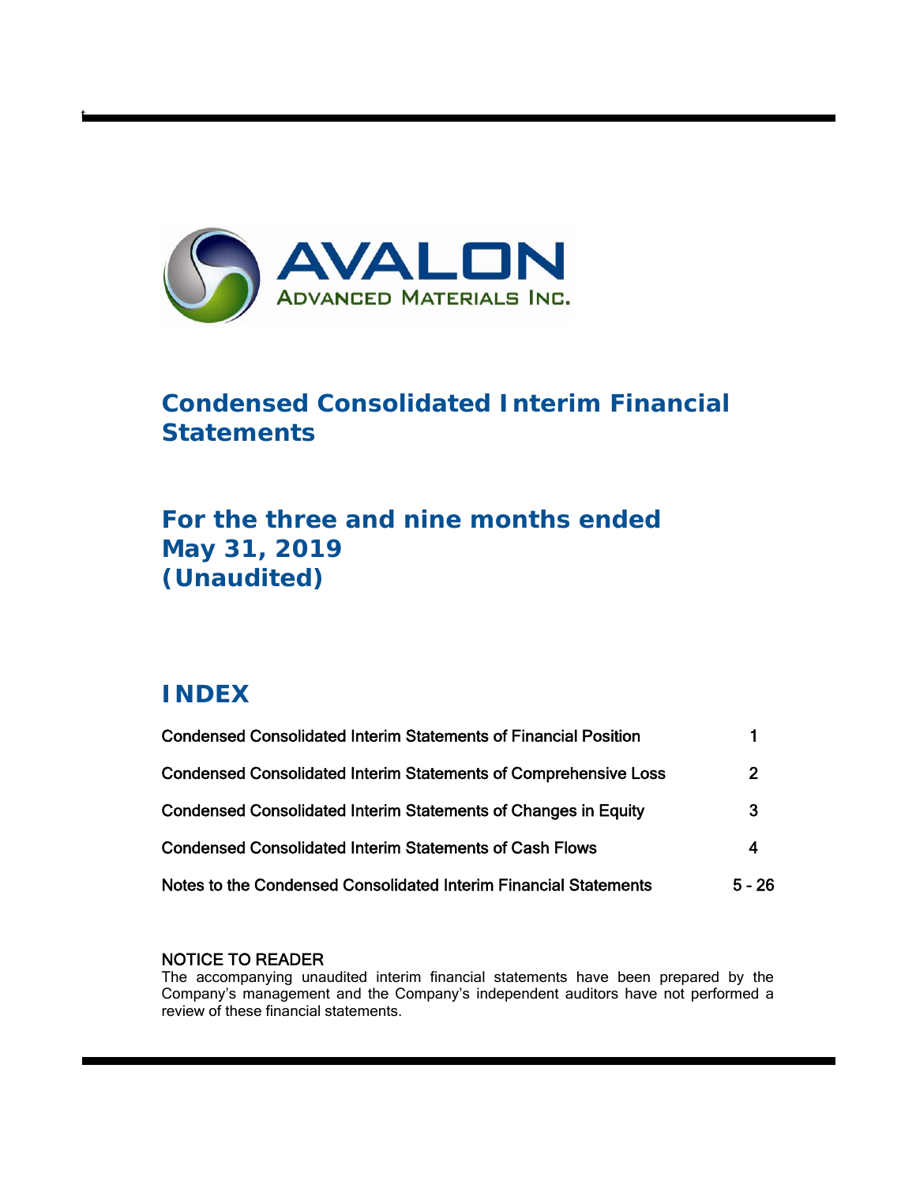AVALON
ADVANCED MATERIALS INC.

# Condensed Consolidated Interim Financial Statements

## For the three and nine months ended May 31, 2019 (Unaudited)

## INDEX

| | |
|---|---|
| Condensed Consolidated Interim Statements of Financial Position | 1 |
| Condensed Consolidated Interim Statements of Comprehensive Loss | 2 |
| Condensed Consolidated Interim Statements of Changes in Equity | 3 |
| Condensed Consolidated Interim Statements of Cash Flows | 4 |
| Notes to the Condensed Consolidated Interim Financial Statements | 5 - 26 |

NOTICE TO READER
The accompanying unaudited interim financial statements have been prepared by the Company's management and the Company's independent auditors have not performed a review of these financial statements.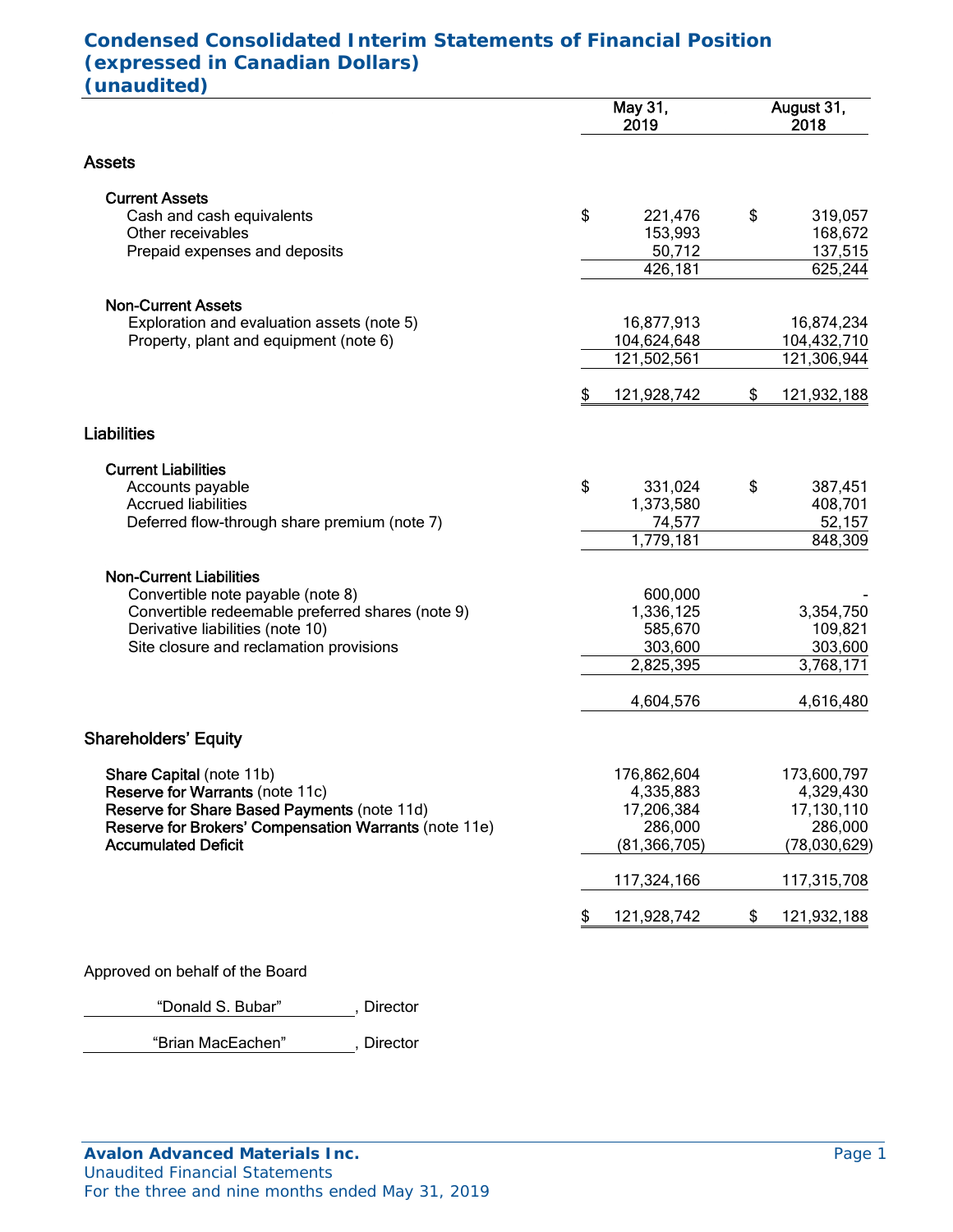# Condensed Consolidated Interim Statements of Financial Position
## (expressed in Canadian Dollars)
## (unaudited)

| | May 31, 2019 | August 31, 2018 |
|---|---|---|
| **Assets** | | |
| **Current Assets** | | |
| Cash and cash equivalents | $ 221,476 | $ 319,057 |
| Other receivables | 153,993 | 168,672 |
| Prepaid expenses and deposits | 50,712 | 137,515 |
| | 426,181 | 625,244 |
| **Non-Current Assets** | | |
| Exploration and evaluation assets (note 5) | 16,877,913 | 16,874,234 |
| Property, plant and equipment (note 6) | 104,624,648 | 104,432,710 |
| | 121,502,561 | 121,306,944 |
| | $ 121,928,742 | $ 121,932,188 |
| **Liabilities** | | |
| **Current Liabilities** | | |
| Accounts payable | $ 331,024 | $ 387,451 |
| Accrued liabilities | 1,373,580 | 408,701 |
| Deferred flow-through share premium (note 7) | 74,577 | 52,157 |
| | 1,779,181 | 848,309 |
| **Non-Current Liabilities** | | |
| Convertible note payable (note 8) | 600,000 | - |
| Convertible redeemable preferred shares (note 9) | 1,336,125 | 3,354,750 |
| Derivative liabilities (note 10) | 585,670 | 109,821 |
| Site closure and reclamation provisions | 303,600 | 303,600 |
| | 2,825,395 | 3,768,171 |
| | 4,604,576 | 4,616,480 |
| **Shareholders' Equity** | | |
| **Share Capital** (note 11b) | 176,862,604 | 173,600,797 |
| **Reserve for Warrants** (note 11c) | 4,335,883 | 4,329,430 |
| **Reserve for Share Based Payments** (note 11d) | 17,206,384 | 17,130,110 |
| **Reserve for Brokers' Compensation Warrants** (note 11e) | 286,000 | 286,000 |
| **Accumulated Deficit** | (81,366,705) | (78,030,629) |
| | 117,324,166 | 117,315,708 |
| | $ 121,928,742 | $ 121,932,188 |

Approved on behalf of the Board

"Donald S. Bubar", Director

"Brian MacEachen", Director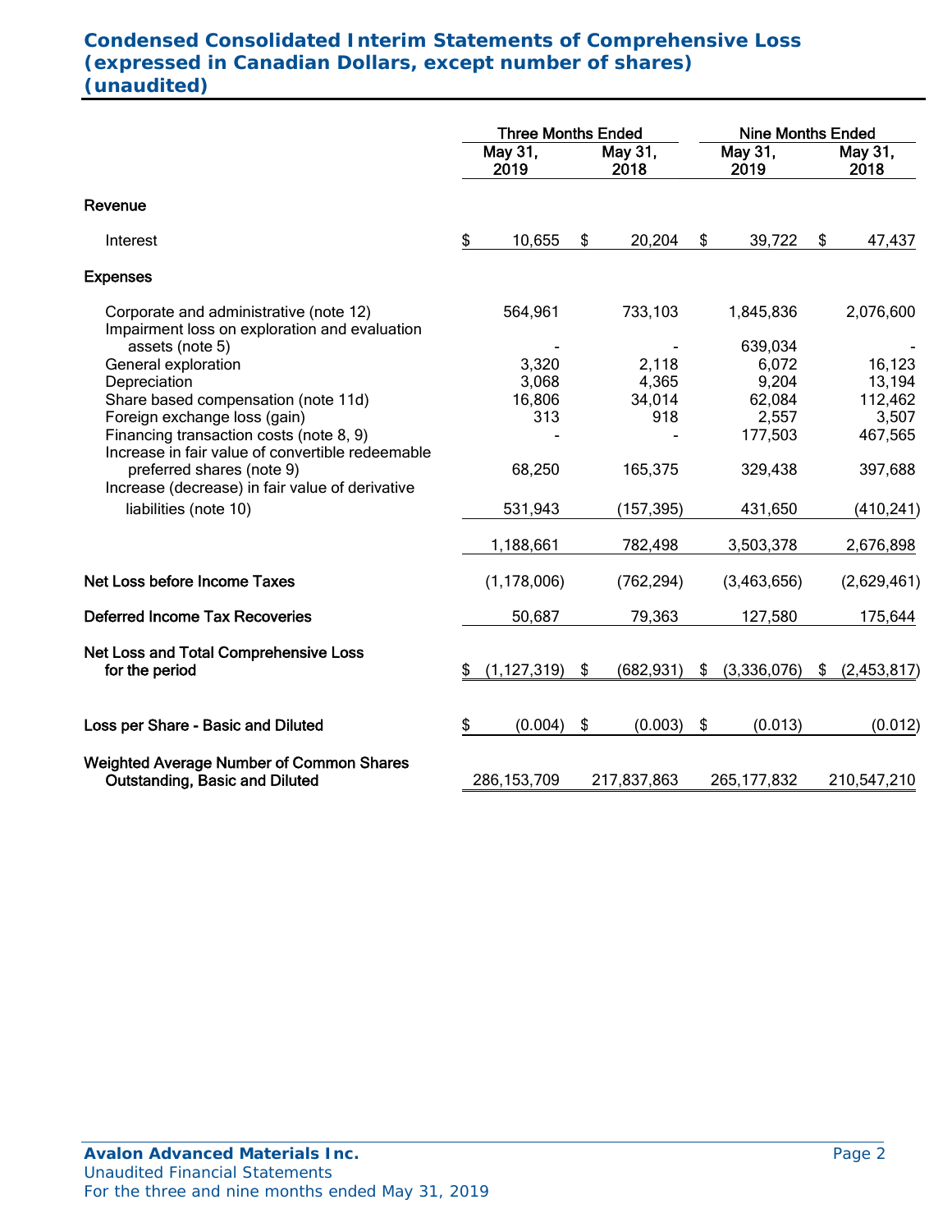# Condensed Consolidated Interim Statements of Comprehensive Loss (expressed in Canadian Dollars, except number of shares) (unaudited)

| | Three Months Ended | | Nine Months Ended | |
|---|---|---|---|---|
| | May 31, 2019 | May 31, 2018 | May 31, 2019 | May 31, 2018 |
| **Revenue** | | | | |
| Interest | $ 10,655 | $ 20,204 | $ 39,722 | $ 47,437 |
| **Expenses** | | | | |
| Corporate and administrative (note 12) | 564,961 | 733,103 | 1,845,836 | 2,076,600 |
| Impairment loss on exploration and evaluation assets (note 5) | - | - | 639,034 | - |
| General exploration | 3,320 | 2,118 | 6,072 | 16,123 |
| Depreciation | 3,068 | 4,365 | 9,204 | 13,194 |
| Share based compensation (note 11d) | 16,806 | 34,014 | 62,084 | 112,462 |
| Foreign exchange loss (gain) | 313 | 918 | 2,557 | 3,507 |
| Financing transaction costs (note 8, 9) | - | - | 177,503 | 467,565 |
| Increase in fair value of convertible redeemable preferred shares (note 9) | 68,250 | 165,375 | 329,438 | 397,688 |
| Increase (decrease) in fair value of derivative liabilities (note 10) | 531,943 | (157,395) | 431,650 | (410,241) |
| | 1,188,661 | 782,498 | 3,503,378 | 2,676,898 |
| **Net Loss before Income Taxes** | (1,178,006) | (762,294) | (3,463,656) | (2,629,461) |
| **Deferred Income Tax Recoveries** | 50,687 | 79,363 | 127,580 | 175,644 |
| **Net Loss and Total Comprehensive Loss for the period** | $ (1,127,319) | $ (682,931) | $ (3,336,076) | $ (2,453,817) |
| **Loss per Share - Basic and Diluted** | $ (0.004) | $ (0.003) | $ (0.013) | (0.012) |
| **Weighted Average Number of Common Shares Outstanding, Basic and Diluted** | 286,153,709 | 217,837,863 | 265,177,832 | 210,547,210 |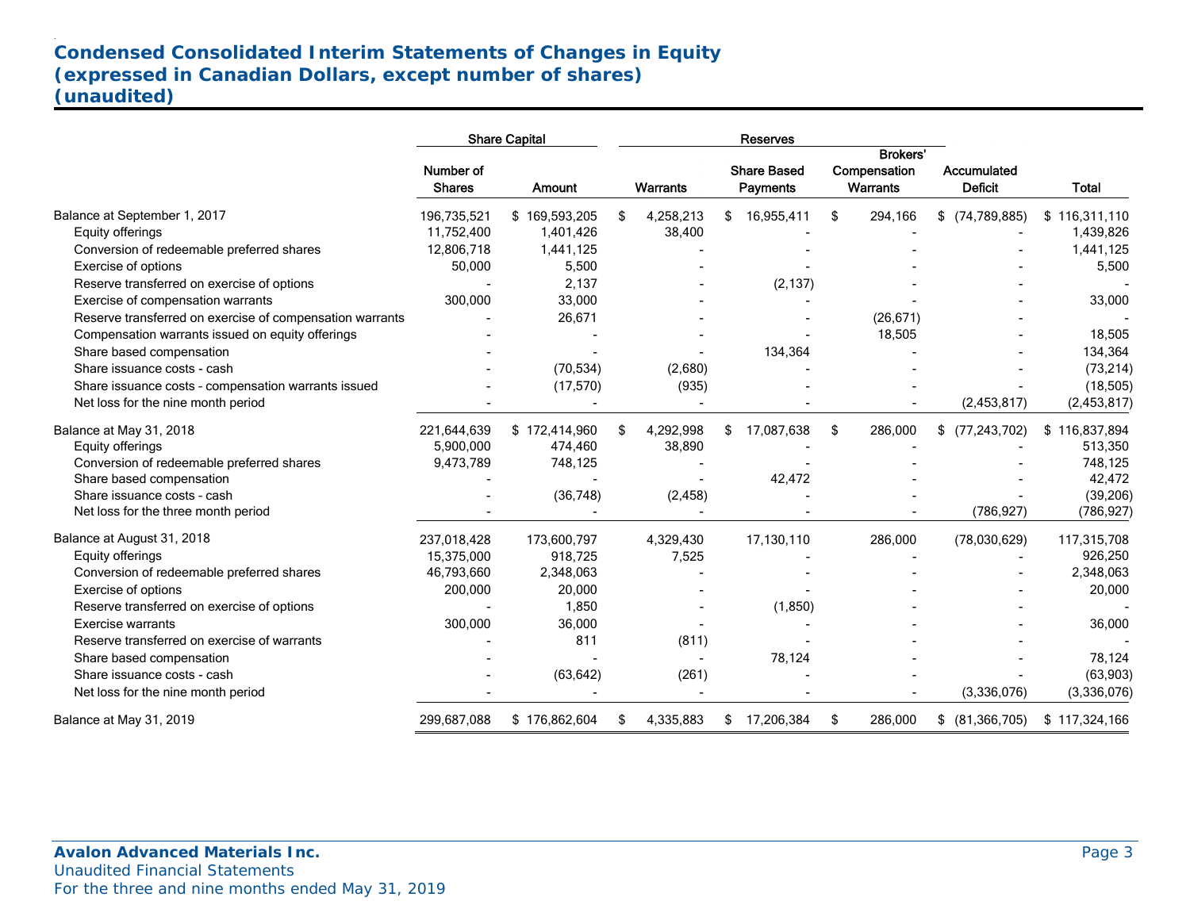# Condensed Consolidated Interim Statements of Changes in Equity
## (expressed in Canadian Dollars, except number of shares)
## (unaudited)

| | Share Capital | | Reserves | | | | |
|---|---|---|---|---|---|---|---|
| | Number of Shares | Amount | Warrants | Share Based Payments | Brokers' Compensation Warrants | Accumulated Deficit | Total |
| Balance at September 1, 2017 | 196,735,521 | $ 169,593,205 | $ 4,258,213 | $ 16,955,411 | $ 294,166 | $ (74,789,885) | $ 116,311,110 |
| Equity offerings | 11,752,400 | 1,401,426 | 38,400 | - | - | - | 1,439,826 |
| Conversion of redeemable preferred shares | 12,806,718 | 1,441,125 | - | - | - | - | 1,441,125 |
| Exercise of options | 50,000 | 5,500 | - | - | - | - | 5,500 |
| Reserve transferred on exercise of options | - | 2,137 | - | (2,137) | - | - | - |
| Exercise of compensation warrants | 300,000 | 33,000 | - | - | - | - | 33,000 |
| Reserve transferred on exercise of compensation warrants | - | 26,671 | - | - | (26,671) | - | - |
| Compensation warrants issued on equity offerings | - | - | - | - | 18,505 | - | 18,505 |
| Share based compensation | - | - | - | 134,364 | - | - | 134,364 |
| Share issuance costs - cash | - | (70,534) | (2,680) | - | - | - | (73,214) |
| Share issuance costs - compensation warrants issued | - | (17,570) | (935) | - | - | - | (18,505) |
| Net loss for the nine month period | - | - | - | - | - | (2,453,817) | (2,453,817) |
| Balance at May 31, 2018 | 221,644,639 | $ 172,414,960 | $ 4,292,998 | $ 17,087,638 | $ 286,000 | $ (77,243,702) | $ 116,837,894 |
| Equity offerings | 5,900,000 | 474,460 | 38,890 | - | - | - | 513,350 |
| Conversion of redeemable preferred shares | 9,473,789 | 748,125 | - | - | - | - | 748,125 |
| Share based compensation | - | - | - | 42,472 | - | - | 42,472 |
| Share issuance costs - cash | - | (36,748) | (2,458) | - | - | - | (39,206) |
| Net loss for the three month period | - | - | - | - | - | (786,927) | (786,927) |
| Balance at August 31, 2018 | 237,018,428 | 173,600,797 | 4,329,430 | 17,130,110 | 286,000 | (78,030,629) | 117,315,708 |
| Equity offerings | 15,375,000 | 918,725 | 7,525 | - | - | - | 926,250 |
| Conversion of redeemable preferred shares | 46,793,660 | 2,348,063 | - | - | - | - | 2,348,063 |
| Exercise of options | 200,000 | 20,000 | - | - | - | - | 20,000 |
| Reserve transferred on exercise of options | - | 1,850 | - | (1,850) | - | - | - |
| Exercise warrants | 300,000 | 36,000 | - | - | - | - | 36,000 |
| Reserve transferred on exercise of warrants | - | 811 | (811) | - | - | - | - |
| Share based compensation | - | - | - | 78,124 | - | - | 78,124 |
| Share issuance costs - cash | - | (63,642) | (261) | - | - | - | (63,903) |
| Net loss for the nine month period | - | - | - | - | - | (3,336,076) | (3,336,076) |
| Balance at May 31, 2019 | 299,687,088 | $ 176,862,604 | $ 4,335,883 | $ 17,206,384 | $ 286,000 | $ (81,366,705) | $ 117,324,166 |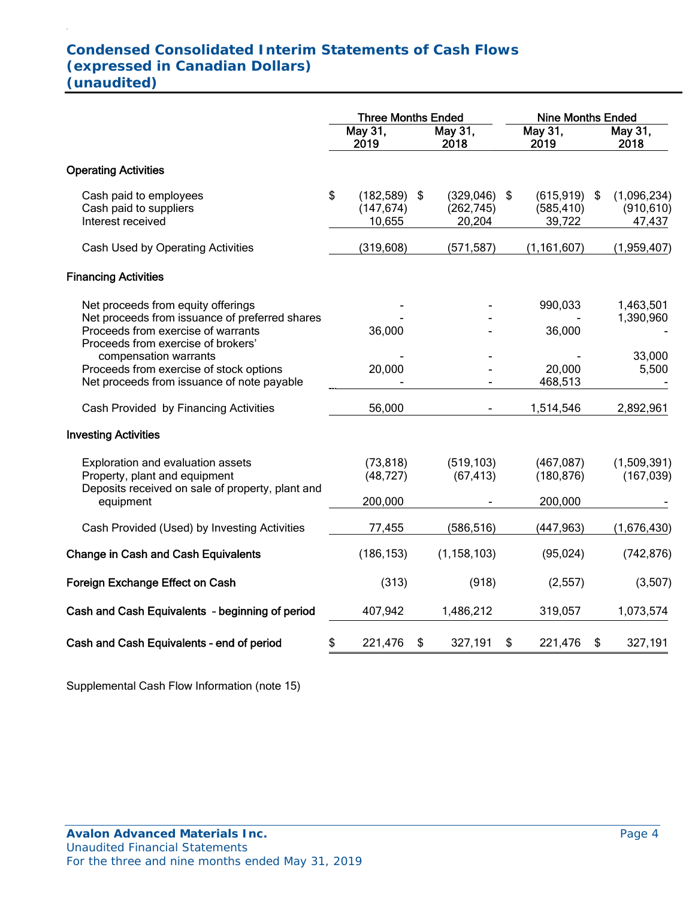# Condensed Consolidated Interim Statements of Cash Flows
# (expressed in Canadian Dollars)
# (unaudited)

| | Three Months Ended | | Nine Months Ended | |
|---|---|---|---|---|
| | May 31, 2019 | May 31, 2018 | May 31, 2019 | May 31, 2018 |
| **Operating Activities** | | | | |
| Cash paid to employees | $ (182,589) | $ (329,046) | $ (615,919) | $ (1,096,234) |
| Cash paid to suppliers | (147,674) | (262,745) | (585,410) | (910,610) |
| Interest received | 10,655 | 20,204 | 39,722 | 47,437 |
| Cash Used by Operating Activities | (319,608) | (571,587) | (1,161,607) | (1,959,407) |
| **Financing Activities** | | | | |
| Net proceeds from equity offerings | - | - | 990,033 | 1,463,501 |
| Net proceeds from issuance of preferred shares | - | - | - | 1,390,960 |
| Proceeds from exercise of warrants | 36,000 | - | 36,000 | - |
| Proceeds from exercise of brokers' compensation warrants | - | - | - | 33,000 |
| Proceeds from exercise of stock options | 20,000 | - | 20,000 | 5,500 |
| Net proceeds from issuance of note payable | - | - | 468,513 | - |
| Cash Provided by Financing Activities | 56,000 | - | 1,514,546 | 2,892,961 |
| **Investing Activities** | | | | |
| Exploration and evaluation assets | (73,818) | (519,103) | (467,087) | (1,509,391) |
| Property, plant and equipment | (48,727) | (67,413) | (180,876) | (167,039) |
| Deposits received on sale of property, plant and equipment | 200,000 | - | 200,000 | - |
| Cash Provided (Used) by Investing Activities | 77,455 | (586,516) | (447,963) | (1,676,430) |
| **Change in Cash and Cash Equivalents** | (186,153) | (1,158,103) | (95,024) | (742,876) |
| **Foreign Exchange Effect on Cash** | (313) | (918) | (2,557) | (3,507) |
| **Cash and Cash Equivalents - beginning of period** | 407,942 | 1,486,212 | 319,057 | 1,073,574 |
| **Cash and Cash Equivalents - end of period** | $ 221,476 | $ 327,191 | $ 221,476 | $ 327,191 |

Supplemental Cash Flow Information (note 15)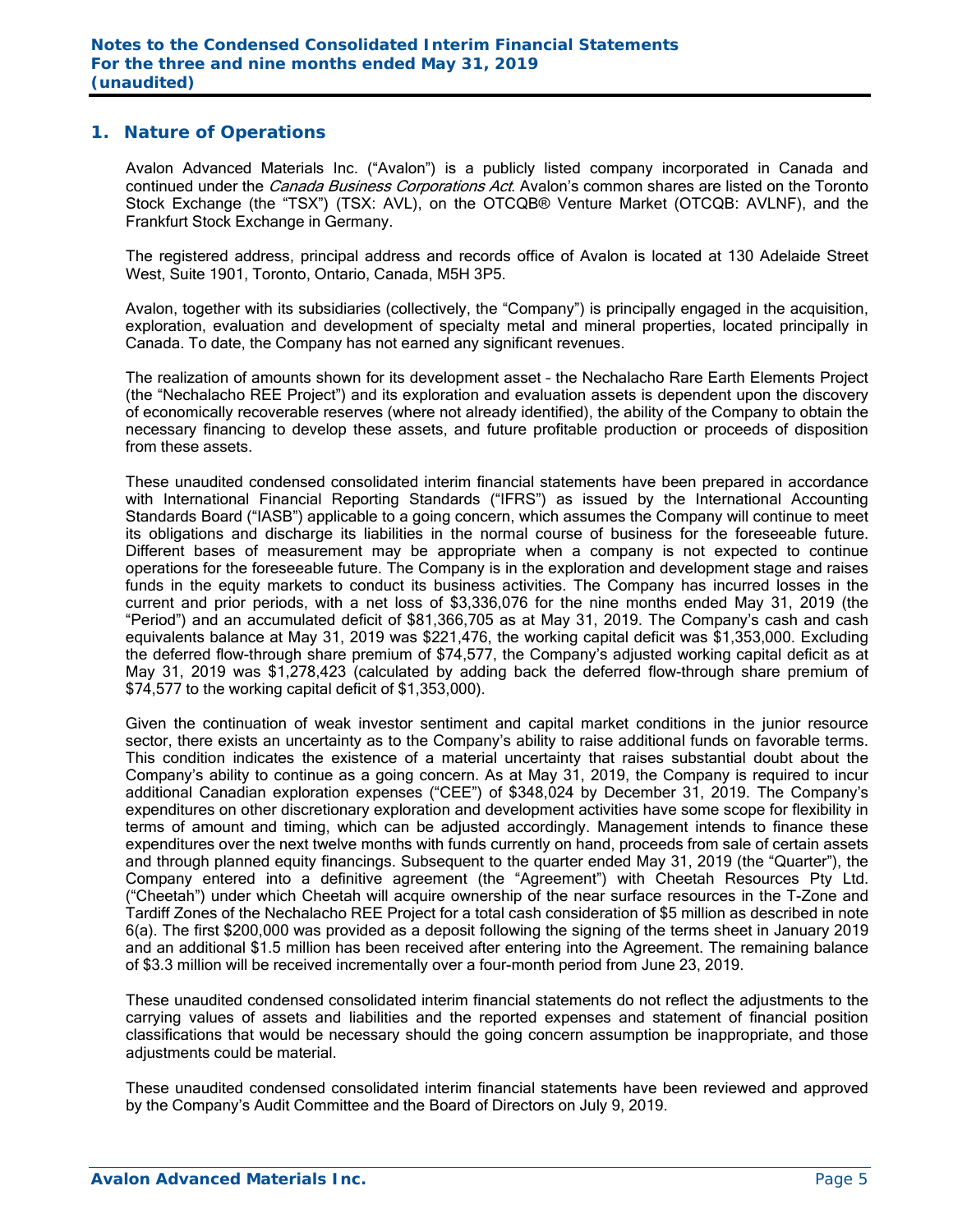## 1. Nature of Operations

Avalon Advanced Materials Inc. ("Avalon") is a publicly listed company incorporated in Canada and continued under the *Canada Business Corporations Act*. Avalon's common shares are listed on the Toronto Stock Exchange (the "TSX") (TSX: AVL), on the OTCQB® Venture Market (OTCQB: AVLNF), and the Frankfurt Stock Exchange in Germany.

The registered address, principal address and records office of Avalon is located at 130 Adelaide Street West, Suite 1901, Toronto, Ontario, Canada, M5H 3P5.

Avalon, together with its subsidiaries (collectively, the "Company") is principally engaged in the acquisition, exploration, evaluation and development of specialty metal and mineral properties, located principally in Canada. To date, the Company has not earned any significant revenues.

The realization of amounts shown for its development asset – the Nechalacho Rare Earth Elements Project (the "Nechalacho REE Project") and its exploration and evaluation assets is dependent upon the discovery of economically recoverable reserves (where not already identified), the ability of the Company to obtain the necessary financing to develop these assets, and future profitable production or proceeds of disposition from these assets.

These unaudited condensed consolidated interim financial statements have been prepared in accordance with International Financial Reporting Standards ("IFRS") as issued by the International Accounting Standards Board ("IASB") applicable to a going concern, which assumes the Company will continue to meet its obligations and discharge its liabilities in the normal course of business for the foreseeable future. Different bases of measurement may be appropriate when a company is not expected to continue operations for the foreseeable future. The Company is in the exploration and development stage and raises funds in the equity markets to conduct its business activities. The Company has incurred losses in the current and prior periods, with a net loss of $3,336,076 for the nine months ended May 31, 2019 (the "Period") and an accumulated deficit of $81,366,705 as at May 31, 2019. The Company's cash and cash equivalents balance at May 31, 2019 was $221,476, the working capital deficit was $1,353,000. Excluding the deferred flow-through share premium of $74,577, the Company's adjusted working capital deficit as at May 31, 2019 was $1,278,423 (calculated by adding back the deferred flow-through share premium of $74,577 to the working capital deficit of $1,353,000).

Given the continuation of weak investor sentiment and capital market conditions in the junior resource sector, there exists an uncertainty as to the Company's ability to raise additional funds on favorable terms. This condition indicates the existence of a material uncertainty that raises substantial doubt about the Company's ability to continue as a going concern. As at May 31, 2019, the Company is required to incur additional Canadian exploration expenses ("CEE") of $348,024 by December 31, 2019. The Company's expenditures on other discretionary exploration and development activities have some scope for flexibility in terms of amount and timing, which can be adjusted accordingly. Management intends to finance these expenditures over the next twelve months with funds currently on hand, proceeds from sale of certain assets and through planned equity financings. Subsequent to the quarter ended May 31, 2019 (the "Quarter"), the Company entered into a definitive agreement (the "Agreement") with Cheetah Resources Pty Ltd. ("Cheetah") under which Cheetah will acquire ownership of the near surface resources in the T-Zone and Tardiff Zones of the Nechalacho REE Project for a total cash consideration of $5 million as described in note 6(a). The first $200,000 was provided as a deposit following the signing of the terms sheet in January 2019 and an additional $1.5 million has been received after entering into the Agreement. The remaining balance of $3.3 million will be received incrementally over a four-month period from June 23, 2019.

These unaudited condensed consolidated interim financial statements do not reflect the adjustments to the carrying values of assets and liabilities and the reported expenses and statement of financial position classifications that would be necessary should the going concern assumption be inappropriate, and those adjustments could be material.

These unaudited condensed consolidated interim financial statements have been reviewed and approved by the Company's Audit Committee and the Board of Directors on July 9, 2019.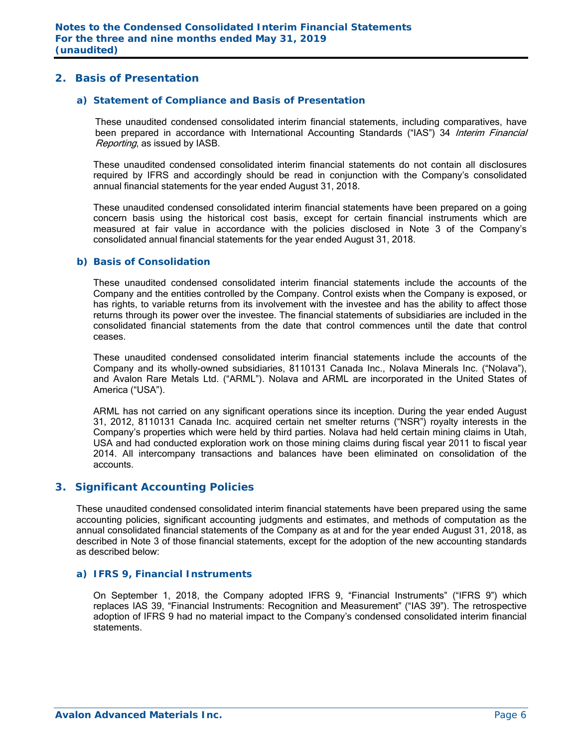## 2. Basis of Presentation

### a) Statement of Compliance and Basis of Presentation

These unaudited condensed consolidated interim financial statements, including comparatives, have been prepared in accordance with International Accounting Standards ("IAS") 34 *Interim Financial Reporting*, as issued by IASB.

These unaudited condensed consolidated interim financial statements do not contain all disclosures required by IFRS and accordingly should be read in conjunction with the Company's consolidated annual financial statements for the year ended August 31, 2018.

These unaudited condensed consolidated interim financial statements have been prepared on a going concern basis using the historical cost basis, except for certain financial instruments which are measured at fair value in accordance with the policies disclosed in Note 3 of the Company's consolidated annual financial statements for the year ended August 31, 2018.

### b) Basis of Consolidation

These unaudited condensed consolidated interim financial statements include the accounts of the Company and the entities controlled by the Company. Control exists when the Company is exposed, or has rights, to variable returns from its involvement with the investee and has the ability to affect those returns through its power over the investee. The financial statements of subsidiaries are included in the consolidated financial statements from the date that control commences until the date that control ceases.

These unaudited condensed consolidated interim financial statements include the accounts of the Company and its wholly-owned subsidiaries, 8110131 Canada Inc., Nolava Minerals Inc. ("Nolava"), and Avalon Rare Metals Ltd. ("ARML"). Nolava and ARML are incorporated in the United States of America ("USA").

ARML has not carried on any significant operations since its inception. During the year ended August 31, 2012, 8110131 Canada Inc. acquired certain net smelter returns ("NSR") royalty interests in the Company's properties which were held by third parties. Nolava had held certain mining claims in Utah, USA and had conducted exploration work on those mining claims during fiscal year 2011 to fiscal year 2014. All intercompany transactions and balances have been eliminated on consolidation of the accounts.

## 3. Significant Accounting Policies

These unaudited condensed consolidated interim financial statements have been prepared using the same accounting policies, significant accounting judgments and estimates, and methods of computation as the annual consolidated financial statements of the Company as at and for the year ended August 31, 2018, as described in Note 3 of those financial statements, except for the adoption of the new accounting standards as described below:

### a) IFRS 9, Financial Instruments

On September 1, 2018, the Company adopted IFRS 9, "Financial Instruments" ("IFRS 9") which replaces IAS 39, "Financial Instruments: Recognition and Measurement" ("IAS 39"). The retrospective adoption of IFRS 9 had no material impact to the Company's condensed consolidated interim financial statements.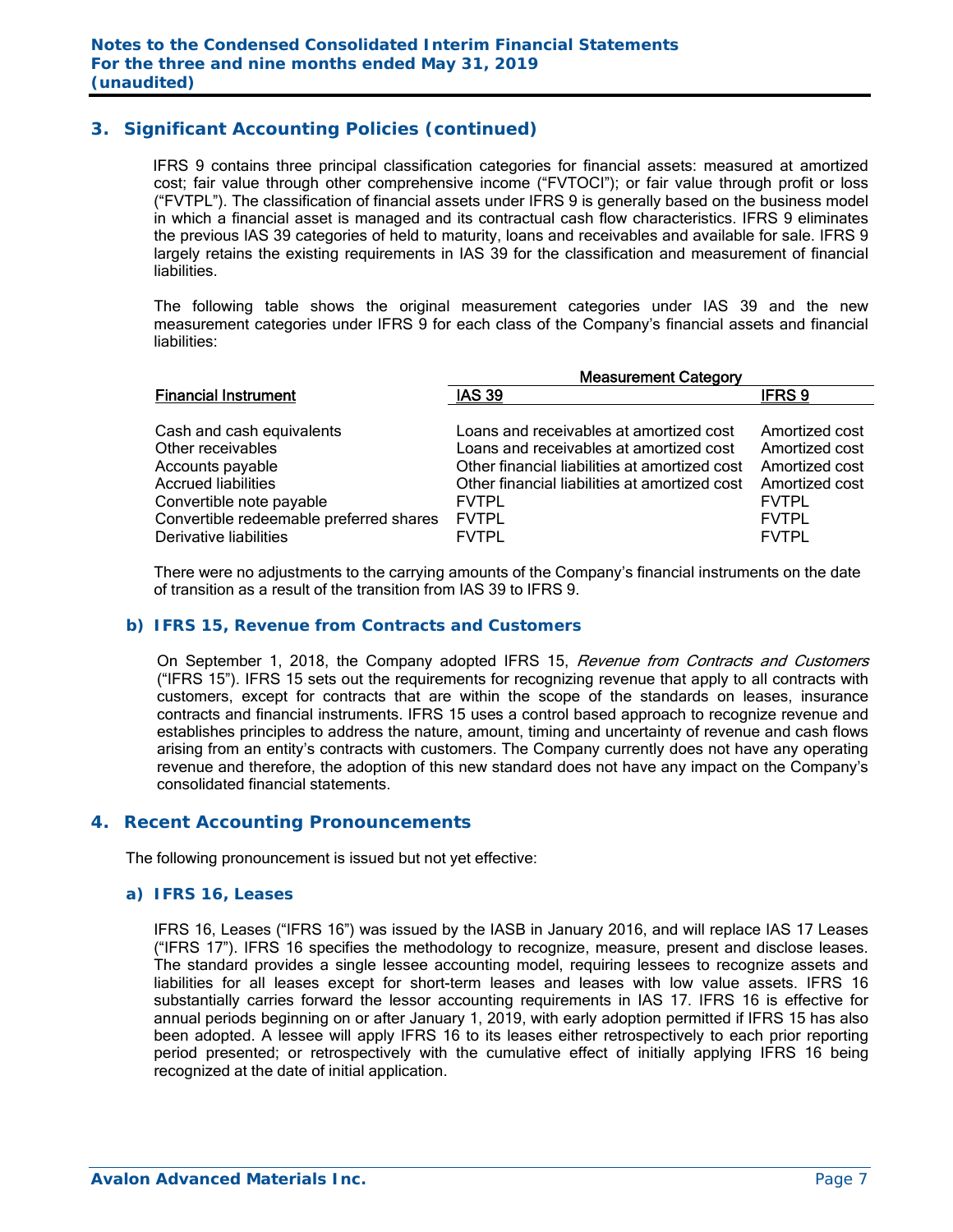## 3. Significant Accounting Policies (continued)

IFRS 9 contains three principal classification categories for financial assets: measured at amortized cost; fair value through other comprehensive income ("FVTOCI"); or fair value through profit or loss ("FVTPL"). The classification of financial assets under IFRS 9 is generally based on the business model in which a financial asset is managed and its contractual cash flow characteristics. IFRS 9 eliminates the previous IAS 39 categories of held to maturity, loans and receivables and available for sale. IFRS 9 largely retains the existing requirements in IAS 39 for the classification and measurement of financial liabilities.

The following table shows the original measurement categories under IAS 39 and the new measurement categories under IFRS 9 for each class of the Company's financial assets and financial liabilities:

| | Measurement Category | |
|---|---|---|
| Financial Instrument | IAS 39 | IFRS 9 |
| Cash and cash equivalents | Loans and receivables at amortized cost | Amortized cost |
| Other receivables | Loans and receivables at amortized cost | Amortized cost |
| Accounts payable | Other financial liabilities at amortized cost | Amortized cost |
| Accrued liabilities | Other financial liabilities at amortized cost | Amortized cost |
| Convertible note payable | FVTPL | FVTPL |
| Convertible redeemable preferred shares | FVTPL | FVTPL |
| Derivative liabilities | FVTPL | FVTPL |

There were no adjustments to the carrying amounts of the Company's financial instruments on the date of transition as a result of the transition from IAS 39 to IFRS 9.

### b) IFRS 15, Revenue from Contracts and Customers

On September 1, 2018, the Company adopted IFRS 15, *Revenue from Contracts and Customers* ("IFRS 15"). IFRS 15 sets out the requirements for recognizing revenue that apply to all contracts with customers, except for contracts that are within the scope of the standards on leases, insurance contracts and financial instruments. IFRS 15 uses a control based approach to recognize revenue and establishes principles to address the nature, amount, timing and uncertainty of revenue and cash flows arising from an entity's contracts with customers. The Company currently does not have any operating revenue and therefore, the adoption of this new standard does not have any impact on the Company's consolidated financial statements.

## 4. Recent Accounting Pronouncements

The following pronouncement is issued but not yet effective:

### a) IFRS 16, Leases

IFRS 16, Leases ("IFRS 16") was issued by the IASB in January 2016, and will replace IAS 17 Leases ("IFRS 17"). IFRS 16 specifies the methodology to recognize, measure, present and disclose leases. The standard provides a single lessee accounting model, requiring lessees to recognize assets and liabilities for all leases except for short-term leases and leases with low value assets. IFRS 16 substantially carries forward the lessor accounting requirements in IAS 17. IFRS 16 is effective for annual periods beginning on or after January 1, 2019, with early adoption permitted if IFRS 15 has also been adopted. A lessee will apply IFRS 16 to its leases either retrospectively to each prior reporting period presented; or retrospectively with the cumulative effect of initially applying IFRS 16 being recognized at the date of initial application.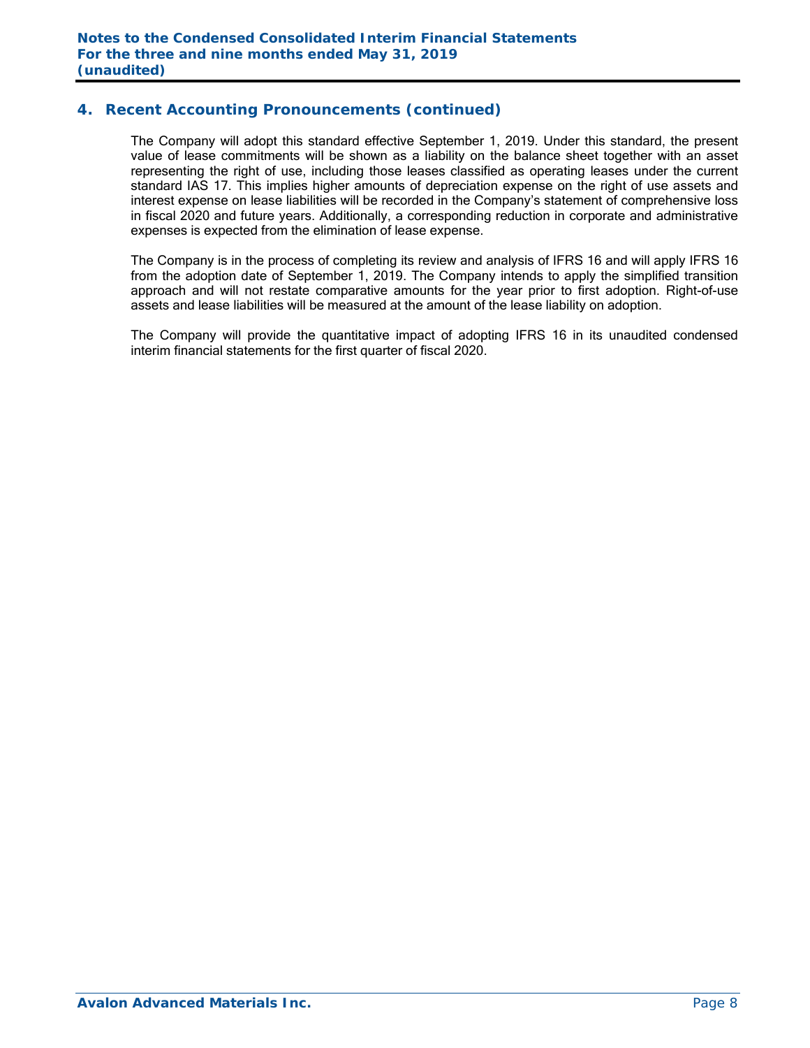## 4. Recent Accounting Pronouncements (continued)

The Company will adopt this standard effective September 1, 2019. Under this standard, the present value of lease commitments will be shown as a liability on the balance sheet together with an asset representing the right of use, including those leases classified as operating leases under the current standard IAS 17. This implies higher amounts of depreciation expense on the right of use assets and interest expense on lease liabilities will be recorded in the Company's statement of comprehensive loss in fiscal 2020 and future years. Additionally, a corresponding reduction in corporate and administrative expenses is expected from the elimination of lease expense.

The Company is in the process of completing its review and analysis of IFRS 16 and will apply IFRS 16 from the adoption date of September 1, 2019. The Company intends to apply the simplified transition approach and will not restate comparative amounts for the year prior to first adoption. Right-of-use assets and lease liabilities will be measured at the amount of the lease liability on adoption.

The Company will provide the quantitative impact of adopting IFRS 16 in its unaudited condensed interim financial statements for the first quarter of fiscal 2020.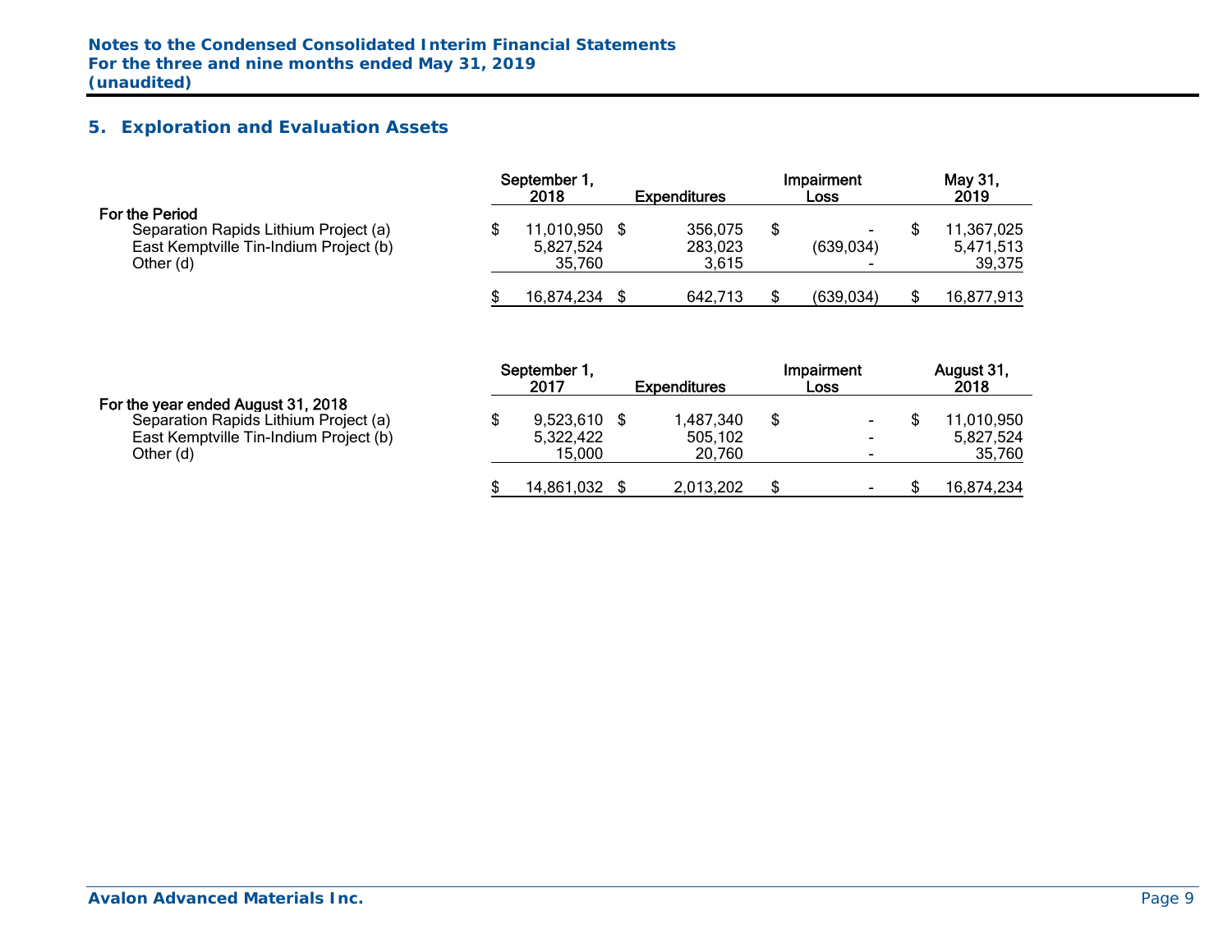## 5. Exploration and Evaluation Assets

| | September 1, 2018 | Expenditures | Impairment Loss | May 31, 2019 |
|---|---|---|---|---|
| **For the Period** | | | | |
| Separation Rapids Lithium Project (a) | $ 11,010,950 | $ 356,075 | $ - | $ 11,367,025 |
| East Kemptville Tin-Indium Project (b) | 5,827,524 | 283,023 | (639,034) | 5,471,513 |
| Other (d) | 35,760 | 3,615 | - | 39,375 |
| | $ 16,874,234 | $ 642,713 | $ (639,034) | $ 16,877,913 |

| | September 1, 2017 | Expenditures | Impairment Loss | August 31, 2018 |
|---|---|---|---|---|
| **For the year ended August 31, 2018** | | | | |
| Separation Rapids Lithium Project (a) | $ 9,523,610 | $ 1,487,340 | $ - | $ 11,010,950 |
| East Kemptville Tin-Indium Project (b) | 5,322,422 | 505,102 | - | 5,827,524 |
| Other (d) | 15,000 | 20,760 | - | 35,760 |
| | $ 14,861,032 | $ 2,013,202 | $ - | $ 16,874,234 |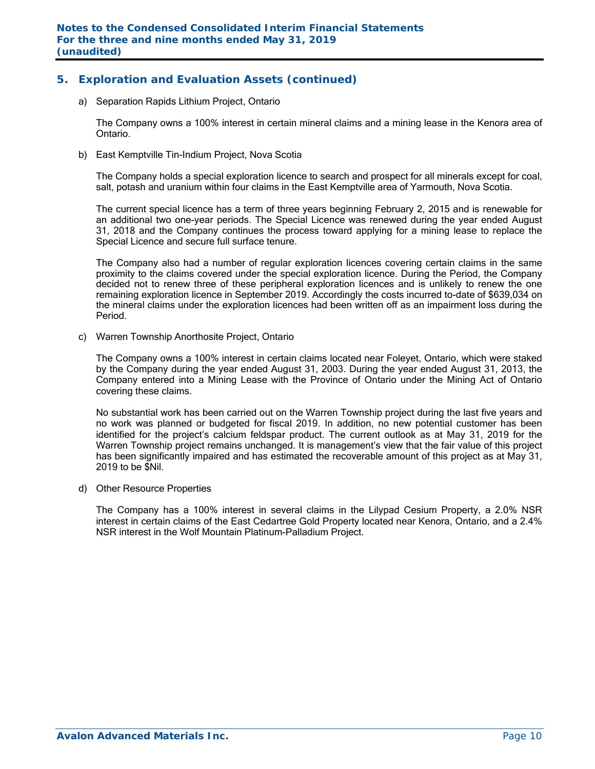## 5. Exploration and Evaluation Assets (continued)

a) Separation Rapids Lithium Project, Ontario

The Company owns a 100% interest in certain mineral claims and a mining lease in the Kenora area of Ontario.

b) East Kemptville Tin-Indium Project, Nova Scotia

The Company holds a special exploration licence to search and prospect for all minerals except for coal, salt, potash and uranium within four claims in the East Kemptville area of Yarmouth, Nova Scotia.

The current special licence has a term of three years beginning February 2, 2015 and is renewable for an additional two one-year periods. The Special Licence was renewed during the year ended August 31, 2018 and the Company continues the process toward applying for a mining lease to replace the Special Licence and secure full surface tenure.

The Company also had a number of regular exploration licences covering certain claims in the same proximity to the claims covered under the special exploration licence. During the Period, the Company decided not to renew three of these peripheral exploration licences and is unlikely to renew the one remaining exploration licence in September 2019. Accordingly the costs incurred to-date of $639,034 on the mineral claims under the exploration licences had been written off as an impairment loss during the Period.

c) Warren Township Anorthosite Project, Ontario

The Company owns a 100% interest in certain claims located near Foleyet, Ontario, which were staked by the Company during the year ended August 31, 2003. During the year ended August 31, 2013, the Company entered into a Mining Lease with the Province of Ontario under the Mining Act of Ontario covering these claims.

No substantial work has been carried out on the Warren Township project during the last five years and no work was planned or budgeted for fiscal 2019. In addition, no new potential customer has been identified for the project's calcium feldspar product. The current outlook as at May 31, 2019 for the Warren Township project remains unchanged. It is management's view that the fair value of this project has been significantly impaired and has estimated the recoverable amount of this project as at May 31, 2019 to be $Nil.

d) Other Resource Properties

The Company has a 100% interest in several claims in the Lilypad Cesium Property, a 2.0% NSR interest in certain claims of the East Cedartree Gold Property located near Kenora, Ontario, and a 2.4% NSR interest in the Wolf Mountain Platinum-Palladium Project.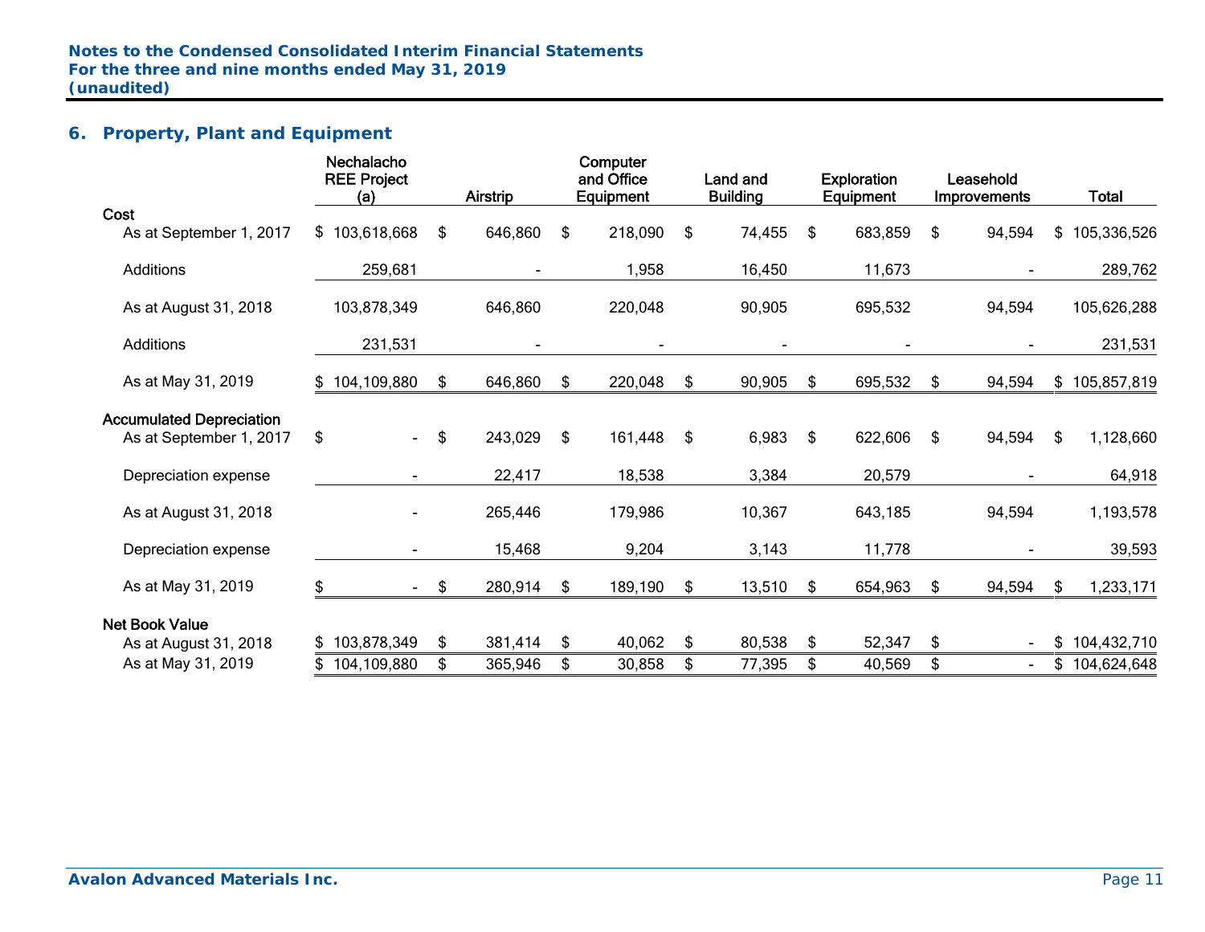## 6. Property, Plant and Equipment

| | Nechalacho REE Project (a) | Airstrip | Computer and Office Equipment | Land and Building | Exploration Equipment | Leasehold Improvements | Total |
|---|---|---|---|---|---|---|---|
| **Cost** | | | | | | | |
| As at September 1, 2017 | $ 103,618,668 | $ 646,860 | $ 218,090 | $ 74,455 | $ 683,859 | $ 94,594 | $ 105,336,526 |
| Additions | 259,681 | - | 1,958 | 16,450 | 11,673 | - | 289,762 |
| As at August 31, 2018 | 103,878,349 | 646,860 | 220,048 | 90,905 | 695,532 | 94,594 | 105,626,288 |
| Additions | 231,531 | - | - | - | - | - | 231,531 |
| As at May 31, 2019 | $ 104,109,880 | $ 646,860 | $ 220,048 | $ 90,905 | $ 695,532 | $ 94,594 | $ 105,857,819 |
| **Accumulated Depreciation** | | | | | | | |
| As at September 1, 2017 | $ - | $ 243,029 | $ 161,448 | $ 6,983 | $ 622,606 | $ 94,594 | $ 1,128,660 |
| Depreciation expense | - | 22,417 | 18,538 | 3,384 | 20,579 | - | 64,918 |
| As at August 31, 2018 | - | 265,446 | 179,986 | 10,367 | 643,185 | 94,594 | 1,193,578 |
| Depreciation expense | - | 15,468 | 9,204 | 3,143 | 11,778 | - | 39,593 |
| As at May 31, 2019 | $ - | $ 280,914 | $ 189,190 | $ 13,510 | $ 654,963 | $ 94,594 | $ 1,233,171 |
| **Net Book Value** | | | | | | | |
| As at August 31, 2018 | $ 103,878,349 | $ 381,414 | $ 40,062 | $ 80,538 | $ 52,347 | $ - | $ 104,432,710 |
| As at May 31, 2019 | $ 104,109,880 | $ 365,946 | $ 30,858 | $ 77,395 | $ 40,569 | $ - | $ 104,624,648 |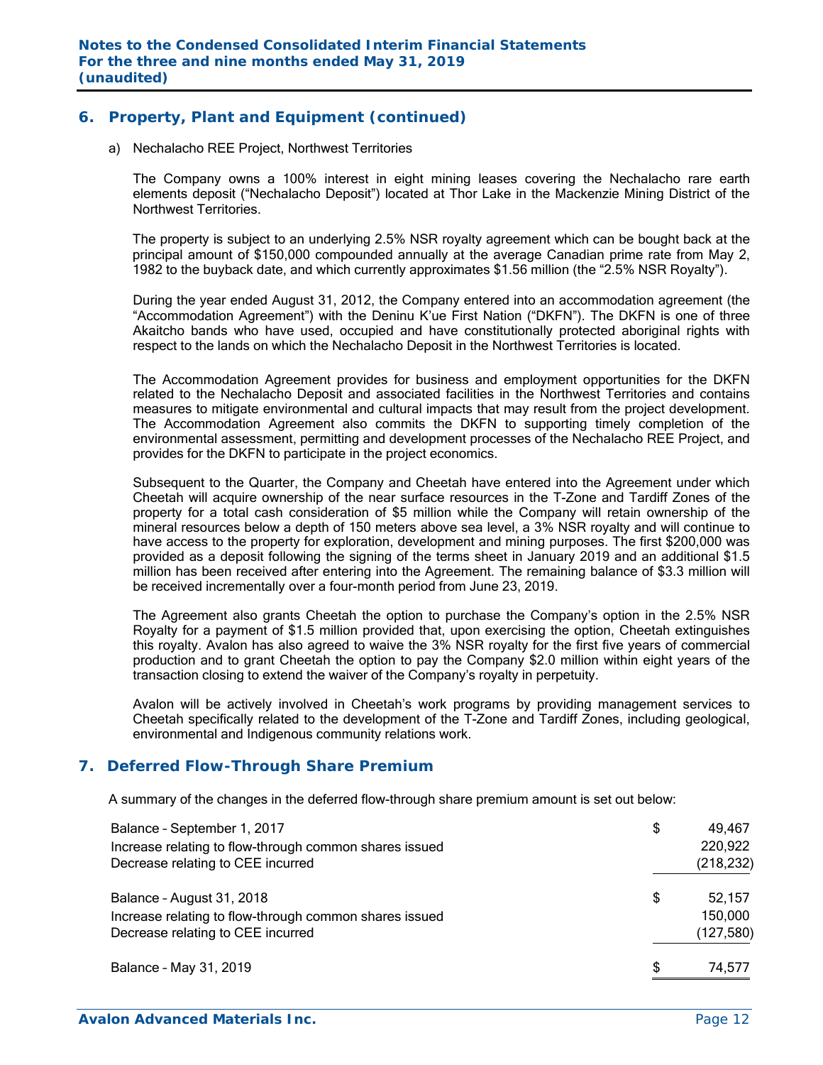## 6. Property, Plant and Equipment (continued)

a) Nechalacho REE Project, Northwest Territories

The Company owns a 100% interest in eight mining leases covering the Nechalacho rare earth elements deposit ("Nechalacho Deposit") located at Thor Lake in the Mackenzie Mining District of the Northwest Territories.

The property is subject to an underlying 2.5% NSR royalty agreement which can be bought back at the principal amount of $150,000 compounded annually at the average Canadian prime rate from May 2, 1982 to the buyback date, and which currently approximates $1.56 million (the "2.5% NSR Royalty").

During the year ended August 31, 2012, the Company entered into an accommodation agreement (the "Accommodation Agreement") with the Deninu K'ue First Nation ("DKFN"). The DKFN is one of three Akaitcho bands who have used, occupied and have constitutionally protected aboriginal rights with respect to the lands on which the Nechalacho Deposit in the Northwest Territories is located.

The Accommodation Agreement provides for business and employment opportunities for the DKFN related to the Nechalacho Deposit and associated facilities in the Northwest Territories and contains measures to mitigate environmental and cultural impacts that may result from the project development. The Accommodation Agreement also commits the DKFN to supporting timely completion of the environmental assessment, permitting and development processes of the Nechalacho REE Project, and provides for the DKFN to participate in the project economics.

Subsequent to the Quarter, the Company and Cheetah have entered into the Agreement under which Cheetah will acquire ownership of the near surface resources in the T-Zone and Tardiff Zones of the property for a total cash consideration of $5 million while the Company will retain ownership of the mineral resources below a depth of 150 meters above sea level, a 3% NSR royalty and will continue to have access to the property for exploration, development and mining purposes. The first $200,000 was provided as a deposit following the signing of the terms sheet in January 2019 and an additional $1.5 million has been received after entering into the Agreement. The remaining balance of $3.3 million will be received incrementally over a four-month period from June 23, 2019.

The Agreement also grants Cheetah the option to purchase the Company's option in the 2.5% NSR Royalty for a payment of $1.5 million provided that, upon exercising the option, Cheetah extinguishes this royalty. Avalon has also agreed to waive the 3% NSR royalty for the first five years of commercial production and to grant Cheetah the option to pay the Company $2.0 million within eight years of the transaction closing to extend the waiver of the Company's royalty in perpetuity.

Avalon will be actively involved in Cheetah's work programs by providing management services to Cheetah specifically related to the development of the T-Zone and Tardiff Zones, including geological, environmental and Indigenous community relations work.

## 7. Deferred Flow-Through Share Premium

A summary of the changes in the deferred flow-through share premium amount is set out below:

| | | |
|---|---|---|
| Balance – September 1, 2017 | $ | 49,467 |
| Increase relating to flow-through common shares issued | | 220,922 |
| Decrease relating to CEE incurred | | (218,232) |
| Balance – August 31, 2018 | $ | 52,157 |
| Increase relating to flow-through common shares issued | | 150,000 |
| Decrease relating to CEE incurred | | (127,580) |
| Balance – May 31, 2019 | $ | 74,577 |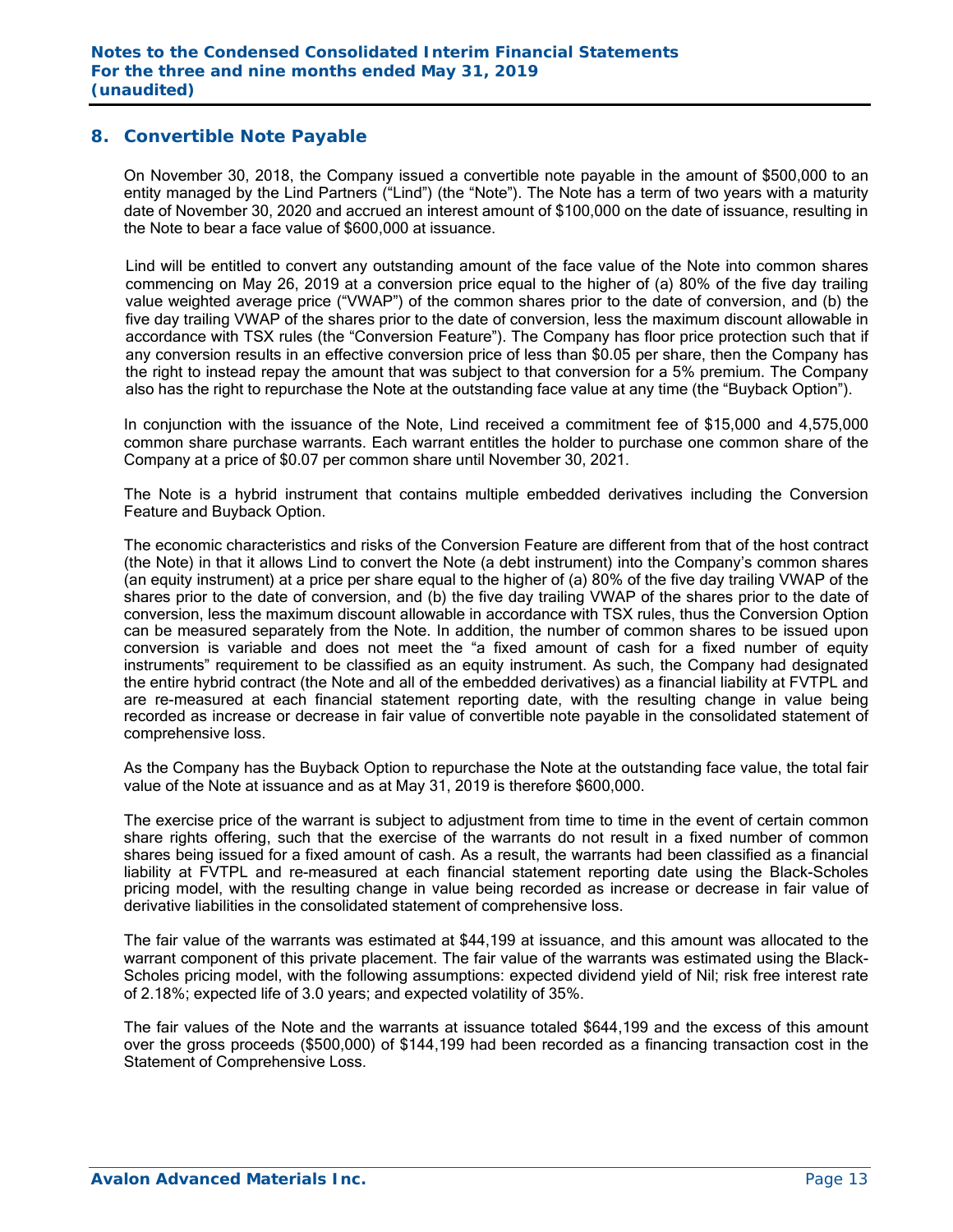## 8. Convertible Note Payable

On November 30, 2018, the Company issued a convertible note payable in the amount of $500,000 to an entity managed by the Lind Partners ("Lind") (the "Note"). The Note has a term of two years with a maturity date of November 30, 2020 and accrued an interest amount of $100,000 on the date of issuance, resulting in the Note to bear a face value of $600,000 at issuance.

Lind will be entitled to convert any outstanding amount of the face value of the Note into common shares commencing on May 26, 2019 at a conversion price equal to the higher of (a) 80% of the five day trailing value weighted average price ("VWAP") of the common shares prior to the date of conversion, and (b) the five day trailing VWAP of the shares prior to the date of conversion, less the maximum discount allowable in accordance with TSX rules (the "Conversion Feature"). The Company has floor price protection such that if any conversion results in an effective conversion price of less than $0.05 per share, then the Company has the right to instead repay the amount that was subject to that conversion for a 5% premium. The Company also has the right to repurchase the Note at the outstanding face value at any time (the "Buyback Option").

In conjunction with the issuance of the Note, Lind received a commitment fee of $15,000 and 4,575,000 common share purchase warrants. Each warrant entitles the holder to purchase one common share of the Company at a price of $0.07 per common share until November 30, 2021.

The Note is a hybrid instrument that contains multiple embedded derivatives including the Conversion Feature and Buyback Option.

The economic characteristics and risks of the Conversion Feature are different from that of the host contract (the Note) in that it allows Lind to convert the Note (a debt instrument) into the Company's common shares (an equity instrument) at a price per share equal to the higher of (a) 80% of the five day trailing VWAP of the shares prior to the date of conversion, and (b) the five day trailing VWAP of the shares prior to the date of conversion, less the maximum discount allowable in accordance with TSX rules, thus the Conversion Option can be measured separately from the Note. In addition, the number of common shares to be issued upon conversion is variable and does not meet the "a fixed amount of cash for a fixed number of equity instruments" requirement to be classified as an equity instrument. As such, the Company had designated the entire hybrid contract (the Note and all of the embedded derivatives) as a financial liability at FVTPL and are re-measured at each financial statement reporting date, with the resulting change in value being recorded as increase or decrease in fair value of convertible note payable in the consolidated statement of comprehensive loss.

As the Company has the Buyback Option to repurchase the Note at the outstanding face value, the total fair value of the Note at issuance and as at May 31, 2019 is therefore $600,000.

The exercise price of the warrant is subject to adjustment from time to time in the event of certain common share rights offering, such that the exercise of the warrants do not result in a fixed number of common shares being issued for a fixed amount of cash. As a result, the warrants had been classified as a financial liability at FVTPL and re-measured at each financial statement reporting date using the Black-Scholes pricing model, with the resulting change in value being recorded as increase or decrease in fair value of derivative liabilities in the consolidated statement of comprehensive loss.

The fair value of the warrants was estimated at $44,199 at issuance, and this amount was allocated to the warrant component of this private placement. The fair value of the warrants was estimated using the Black-Scholes pricing model, with the following assumptions: expected dividend yield of Nil; risk free interest rate of 2.18%; expected life of 3.0 years; and expected volatility of 35%.

The fair values of the Note and the warrants at issuance totaled $644,199 and the excess of this amount over the gross proceeds ($500,000) of $144,199 had been recorded as a financing transaction cost in the Statement of Comprehensive Loss.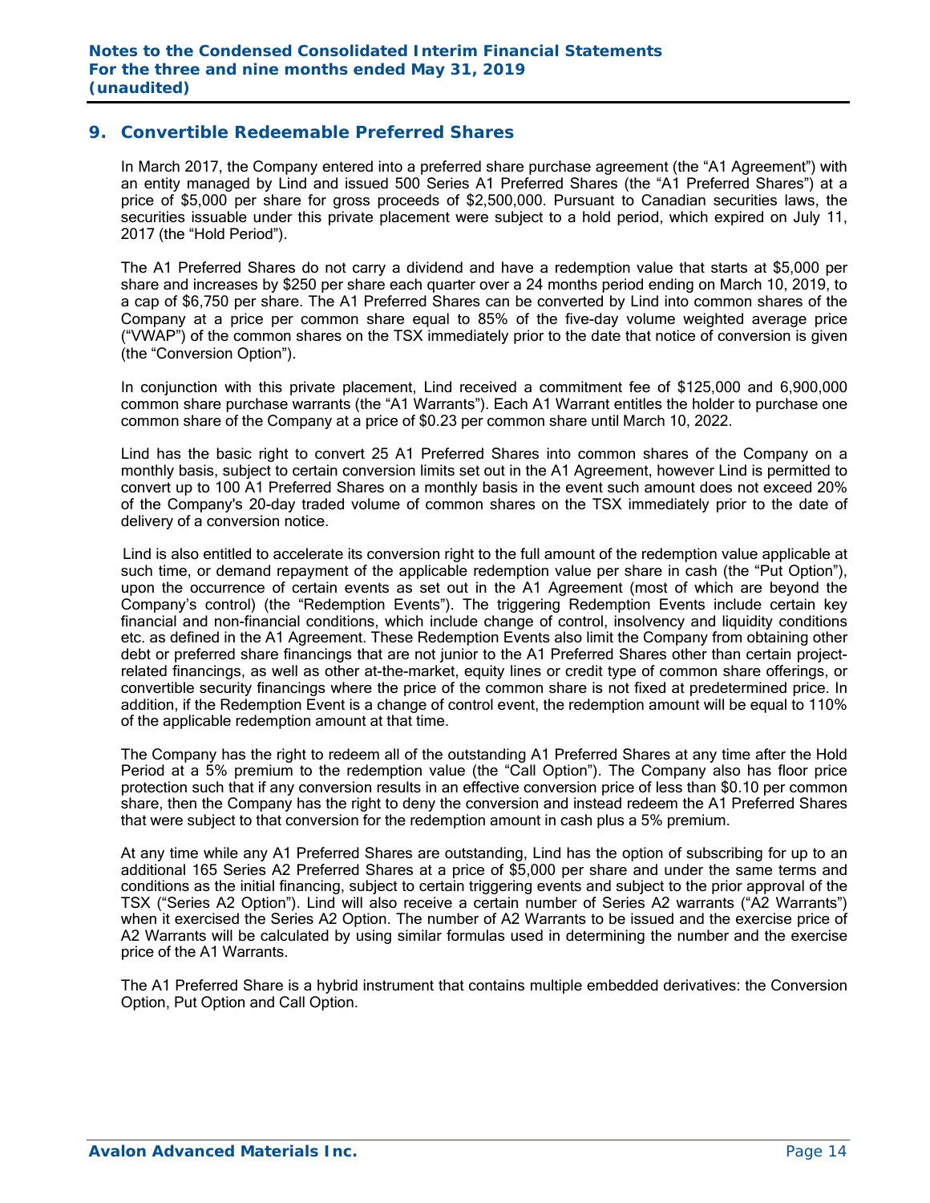## 9. Convertible Redeemable Preferred Shares

In March 2017, the Company entered into a preferred share purchase agreement (the "A1 Agreement") with an entity managed by Lind and issued 500 Series A1 Preferred Shares (the "A1 Preferred Shares") at a price of $5,000 per share for gross proceeds of $2,500,000. Pursuant to Canadian securities laws, the securities issuable under this private placement were subject to a hold period, which expired on July 11, 2017 (the "Hold Period").

The A1 Preferred Shares do not carry a dividend and have a redemption value that starts at $5,000 per share and increases by $250 per share each quarter over a 24 months period ending on March 10, 2019, to a cap of $6,750 per share. The A1 Preferred Shares can be converted by Lind into common shares of the Company at a price per common share equal to 85% of the five-day volume weighted average price ("VWAP") of the common shares on the TSX immediately prior to the date that notice of conversion is given (the "Conversion Option").

In conjunction with this private placement, Lind received a commitment fee of $125,000 and 6,900,000 common share purchase warrants (the "A1 Warrants"). Each A1 Warrant entitles the holder to purchase one common share of the Company at a price of $0.23 per common share until March 10, 2022.

Lind has the basic right to convert 25 A1 Preferred Shares into common shares of the Company on a monthly basis, subject to certain conversion limits set out in the A1 Agreement, however Lind is permitted to convert up to 100 A1 Preferred Shares on a monthly basis in the event such amount does not exceed 20% of the Company's 20-day traded volume of common shares on the TSX immediately prior to the date of delivery of a conversion notice.

Lind is also entitled to accelerate its conversion right to the full amount of the redemption value applicable at such time, or demand repayment of the applicable redemption value per share in cash (the "Put Option"), upon the occurrence of certain events as set out in the A1 Agreement (most of which are beyond the Company's control) (the "Redemption Events"). The triggering Redemption Events include certain key financial and non-financial conditions, which include change of control, insolvency and liquidity conditions etc. as defined in the A1 Agreement. These Redemption Events also limit the Company from obtaining other debt or preferred share financings that are not junior to the A1 Preferred Shares other than certain project-related financings, as well as other at-the-market, equity lines or credit type of common share offerings, or convertible security financings where the price of the common share is not fixed at predetermined price. In addition, if the Redemption Event is a change of control event, the redemption amount will be equal to 110% of the applicable redemption amount at that time.

The Company has the right to redeem all of the outstanding A1 Preferred Shares at any time after the Hold Period at a 5% premium to the redemption value (the "Call Option"). The Company also has floor price protection such that if any conversion results in an effective conversion price of less than $0.10 per common share, then the Company has the right to deny the conversion and instead redeem the A1 Preferred Shares that were subject to that conversion for the redemption amount in cash plus a 5% premium.

At any time while any A1 Preferred Shares are outstanding, Lind has the option of subscribing for up to an additional 165 Series A2 Preferred Shares at a price of $5,000 per share and under the same terms and conditions as the initial financing, subject to certain triggering events and subject to the prior approval of the TSX ("Series A2 Option"). Lind will also receive a certain number of Series A2 warrants ("A2 Warrants") when it exercised the Series A2 Option. The number of A2 Warrants to be issued and the exercise price of A2 Warrants will be calculated by using similar formulas used in determining the number and the exercise price of the A1 Warrants.

The A1 Preferred Share is a hybrid instrument that contains multiple embedded derivatives: the Conversion Option, Put Option and Call Option.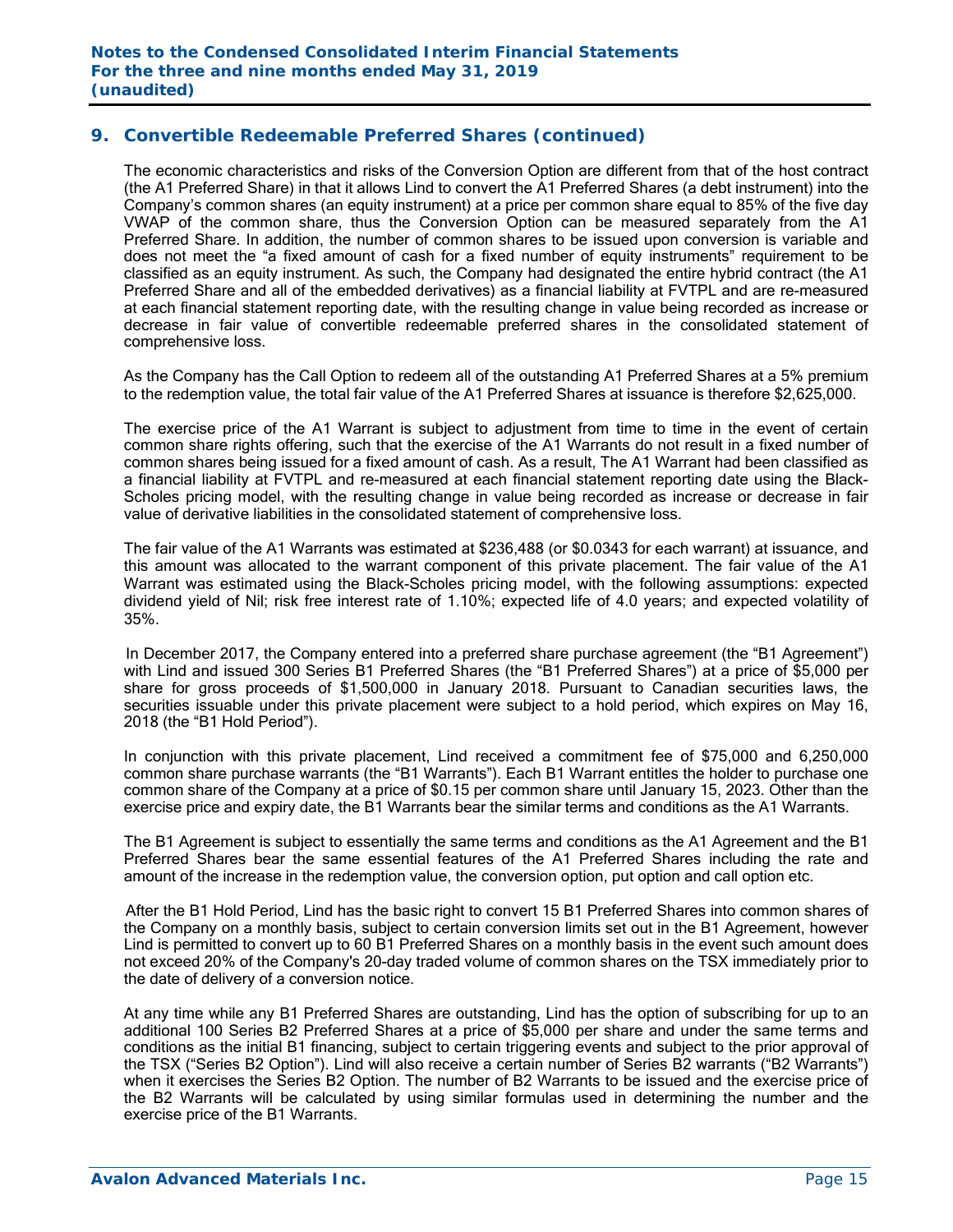## 9. Convertible Redeemable Preferred Shares (continued)

The economic characteristics and risks of the Conversion Option are different from that of the host contract (the A1 Preferred Share) in that it allows Lind to convert the A1 Preferred Shares (a debt instrument) into the Company's common shares (an equity instrument) at a price per common share equal to 85% of the five day VWAP of the common share, thus the Conversion Option can be measured separately from the A1 Preferred Share. In addition, the number of common shares to be issued upon conversion is variable and does not meet the "a fixed amount of cash for a fixed number of equity instruments" requirement to be classified as an equity instrument. As such, the Company had designated the entire hybrid contract (the A1 Preferred Share and all of the embedded derivatives) as a financial liability at FVTPL and are re-measured at each financial statement reporting date, with the resulting change in value being recorded as increase or decrease in fair value of convertible redeemable preferred shares in the consolidated statement of comprehensive loss.

As the Company has the Call Option to redeem all of the outstanding A1 Preferred Shares at a 5% premium to the redemption value, the total fair value of the A1 Preferred Shares at issuance is therefore $2,625,000.

The exercise price of the A1 Warrant is subject to adjustment from time to time in the event of certain common share rights offering, such that the exercise of the A1 Warrants do not result in a fixed number of common shares being issued for a fixed amount of cash. As a result, The A1 Warrant had been classified as a financial liability at FVTPL and re-measured at each financial statement reporting date using the Black-Scholes pricing model, with the resulting change in value being recorded as increase or decrease in fair value of derivative liabilities in the consolidated statement of comprehensive loss.

The fair value of the A1 Warrants was estimated at $236,488 (or $0.0343 for each warrant) at issuance, and this amount was allocated to the warrant component of this private placement. The fair value of the A1 Warrant was estimated using the Black-Scholes pricing model, with the following assumptions: expected dividend yield of Nil; risk free interest rate of 1.10%; expected life of 4.0 years; and expected volatility of 35%.

In December 2017, the Company entered into a preferred share purchase agreement (the "B1 Agreement") with Lind and issued 300 Series B1 Preferred Shares (the "B1 Preferred Shares") at a price of $5,000 per share for gross proceeds of $1,500,000 in January 2018. Pursuant to Canadian securities laws, the securities issuable under this private placement were subject to a hold period, which expires on May 16, 2018 (the "B1 Hold Period").

In conjunction with this private placement, Lind received a commitment fee of $75,000 and 6,250,000 common share purchase warrants (the "B1 Warrants"). Each B1 Warrant entitles the holder to purchase one common share of the Company at a price of $0.15 per common share until January 15, 2023. Other than the exercise price and expiry date, the B1 Warrants bear the similar terms and conditions as the A1 Warrants.

The B1 Agreement is subject to essentially the same terms and conditions as the A1 Agreement and the B1 Preferred Shares bear the same essential features of the A1 Preferred Shares including the rate and amount of the increase in the redemption value, the conversion option, put option and call option etc.

After the B1 Hold Period, Lind has the basic right to convert 15 B1 Preferred Shares into common shares of the Company on a monthly basis, subject to certain conversion limits set out in the B1 Agreement, however Lind is permitted to convert up to 60 B1 Preferred Shares on a monthly basis in the event such amount does not exceed 20% of the Company's 20-day traded volume of common shares on the TSX immediately prior to the date of delivery of a conversion notice.

At any time while any B1 Preferred Shares are outstanding, Lind has the option of subscribing for up to an additional 100 Series B2 Preferred Shares at a price of $5,000 per share and under the same terms and conditions as the initial B1 financing, subject to certain triggering events and subject to the prior approval of the TSX ("Series B2 Option"). Lind will also receive a certain number of Series B2 warrants ("B2 Warrants") when it exercises the Series B2 Option. The number of B2 Warrants to be issued and the exercise price of the B2 Warrants will be calculated by using similar formulas used in determining the number and the exercise price of the B1 Warrants.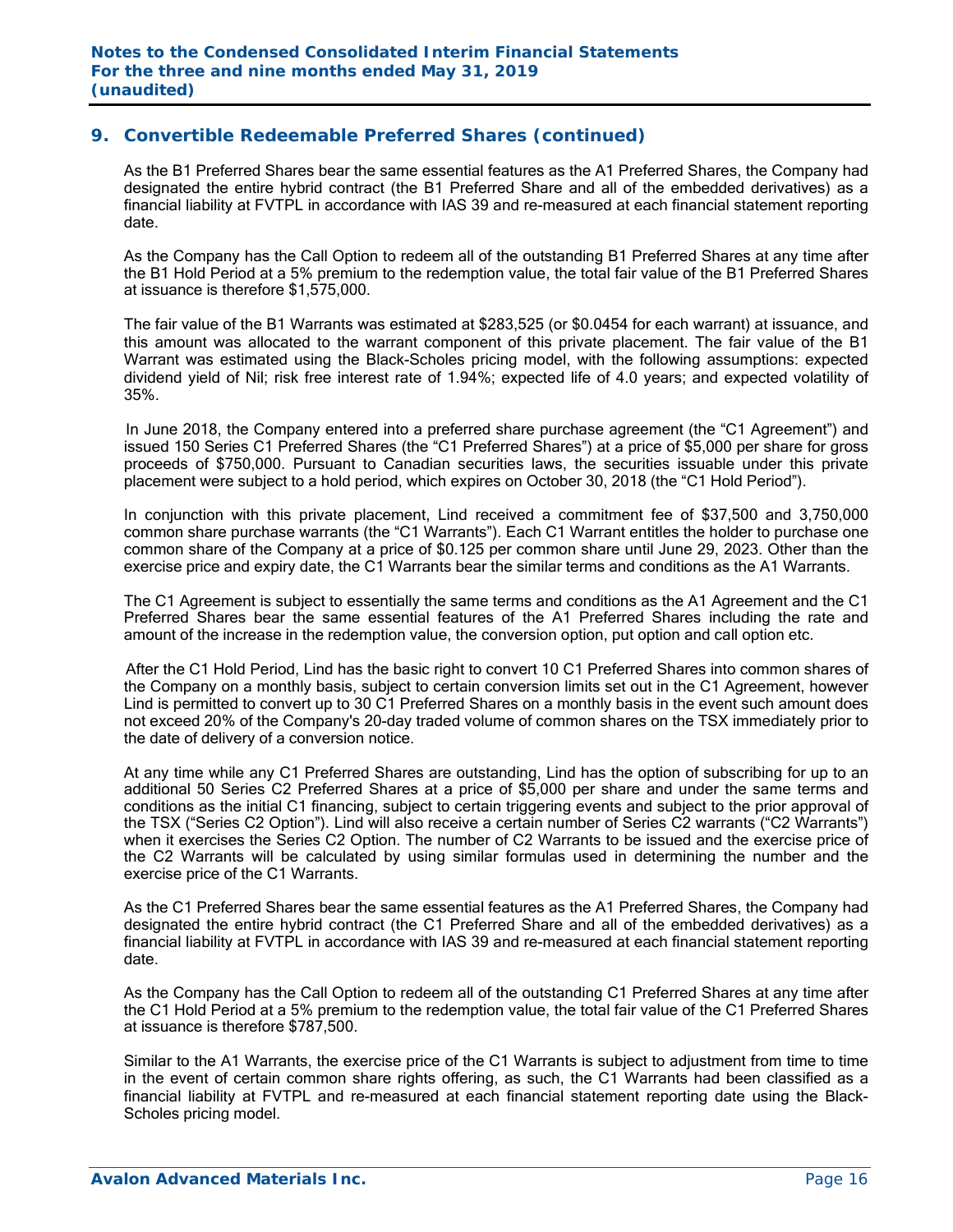## 9. Convertible Redeemable Preferred Shares (continued)

As the B1 Preferred Shares bear the same essential features as the A1 Preferred Shares, the Company had designated the entire hybrid contract (the B1 Preferred Share and all of the embedded derivatives) as a financial liability at FVTPL in accordance with IAS 39 and re-measured at each financial statement reporting date.

As the Company has the Call Option to redeem all of the outstanding B1 Preferred Shares at any time after the B1 Hold Period at a 5% premium to the redemption value, the total fair value of the B1 Preferred Shares at issuance is therefore $1,575,000.

The fair value of the B1 Warrants was estimated at $283,525 (or $0.0454 for each warrant) at issuance, and this amount was allocated to the warrant component of this private placement. The fair value of the B1 Warrant was estimated using the Black-Scholes pricing model, with the following assumptions: expected dividend yield of Nil; risk free interest rate of 1.94%; expected life of 4.0 years; and expected volatility of 35%.

In June 2018, the Company entered into a preferred share purchase agreement (the "C1 Agreement") and issued 150 Series C1 Preferred Shares (the "C1 Preferred Shares") at a price of $5,000 per share for gross proceeds of $750,000. Pursuant to Canadian securities laws, the securities issuable under this private placement were subject to a hold period, which expires on October 30, 2018 (the "C1 Hold Period").

In conjunction with this private placement, Lind received a commitment fee of $37,500 and 3,750,000 common share purchase warrants (the "C1 Warrants"). Each C1 Warrant entitles the holder to purchase one common share of the Company at a price of $0.125 per common share until June 29, 2023. Other than the exercise price and expiry date, the C1 Warrants bear the similar terms and conditions as the A1 Warrants.

The C1 Agreement is subject to essentially the same terms and conditions as the A1 Agreement and the C1 Preferred Shares bear the same essential features of the A1 Preferred Shares including the rate and amount of the increase in the redemption value, the conversion option, put option and call option etc.

After the C1 Hold Period, Lind has the basic right to convert 10 C1 Preferred Shares into common shares of the Company on a monthly basis, subject to certain conversion limits set out in the C1 Agreement, however Lind is permitted to convert up to 30 C1 Preferred Shares on a monthly basis in the event such amount does not exceed 20% of the Company's 20-day traded volume of common shares on the TSX immediately prior to the date of delivery of a conversion notice.

At any time while any C1 Preferred Shares are outstanding, Lind has the option of subscribing for up to an additional 50 Series C2 Preferred Shares at a price of $5,000 per share and under the same terms and conditions as the initial C1 financing, subject to certain triggering events and subject to the prior approval of the TSX ("Series C2 Option"). Lind will also receive a certain number of Series C2 warrants ("C2 Warrants") when it exercises the Series C2 Option. The number of C2 Warrants to be issued and the exercise price of the C2 Warrants will be calculated by using similar formulas used in determining the number and the exercise price of the C1 Warrants.

As the C1 Preferred Shares bear the same essential features as the A1 Preferred Shares, the Company had designated the entire hybrid contract (the C1 Preferred Share and all of the embedded derivatives) as a financial liability at FVTPL in accordance with IAS 39 and re-measured at each financial statement reporting date.

As the Company has the Call Option to redeem all of the outstanding C1 Preferred Shares at any time after the C1 Hold Period at a 5% premium to the redemption value, the total fair value of the C1 Preferred Shares at issuance is therefore $787,500.

Similar to the A1 Warrants, the exercise price of the C1 Warrants is subject to adjustment from time to time in the event of certain common share rights offering, as such, the C1 Warrants had been classified as a financial liability at FVTPL and re-measured at each financial statement reporting date using the Black-Scholes pricing model.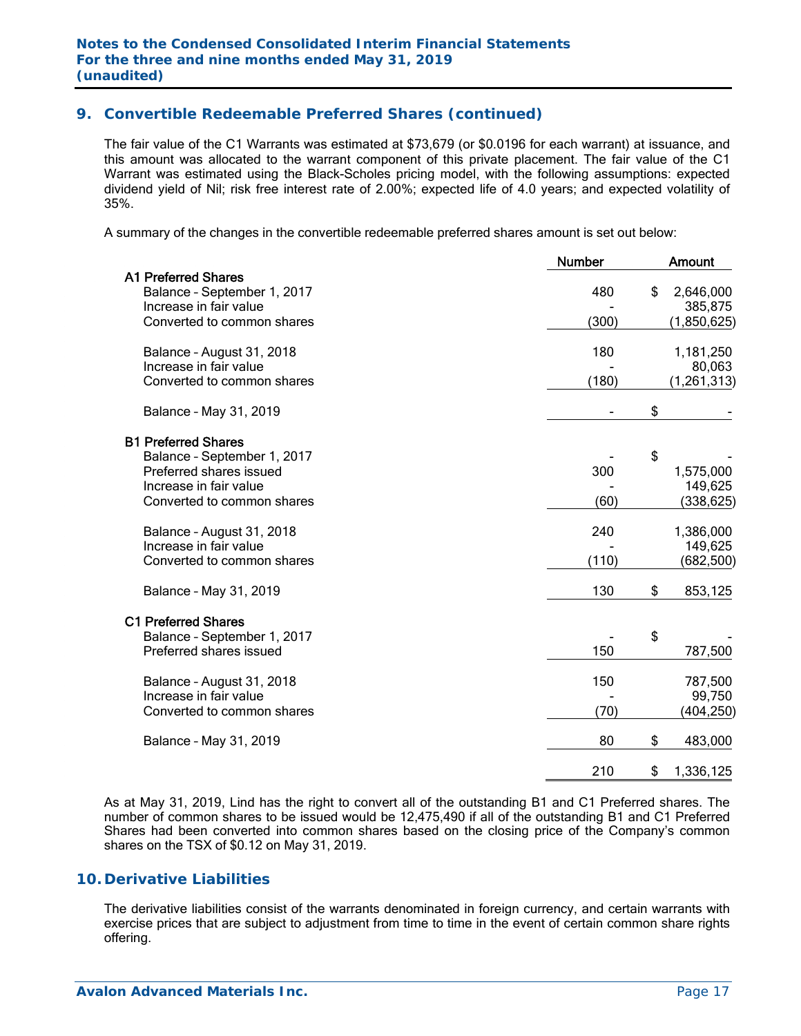## 9. Convertible Redeemable Preferred Shares (continued)

The fair value of the C1 Warrants was estimated at $73,679 (or $0.0196 for each warrant) at issuance, and this amount was allocated to the warrant component of this private placement. The fair value of the C1 Warrant was estimated using the Black-Scholes pricing model, with the following assumptions: expected dividend yield of Nil; risk free interest rate of 2.00%; expected life of 4.0 years; and expected volatility of 35%.

A summary of the changes in the convertible redeemable preferred shares amount is set out below:

| | Number | Amount |
|---|---|---|
| **A1 Preferred Shares** | | |
| Balance – September 1, 2017 | 480 | $ 2,646,000 |
| Increase in fair value | - | 385,875 |
| Converted to common shares | (300) | (1,850,625) |
| Balance – August 31, 2018 | 180 | 1,181,250 |
| Increase in fair value | - | 80,063 |
| Converted to common shares | (180) | (1,261,313) |
| Balance – May 31, 2019 | - | $ - |
| **B1 Preferred Shares** | | |
| Balance – September 1, 2017 | - | $ - |
| Preferred shares issued | 300 | 1,575,000 |
| Increase in fair value | - | 149,625 |
| Converted to common shares | (60) | (338,625) |
| Balance – August 31, 2018 | 240 | 1,386,000 |
| Increase in fair value | - | 149,625 |
| Converted to common shares | (110) | (682,500) |
| Balance – May 31, 2019 | 130 | $ 853,125 |
| **C1 Preferred Shares** | | |
| Balance – September 1, 2017 | - | $ - |
| Preferred shares issued | 150 | 787,500 |
| Balance – August 31, 2018 | 150 | 787,500 |
| Increase in fair value | - | 99,750 |
| Converted to common shares | (70) | (404,250) |
| Balance – May 31, 2019 | 80 | $ 483,000 |
| | 210 | $ 1,336,125 |

As at May 31, 2019, Lind has the right to convert all of the outstanding B1 and C1 Preferred shares. The number of common shares to be issued would be 12,475,490 if all of the outstanding B1 and C1 Preferred Shares had been converted into common shares based on the closing price of the Company's common shares on the TSX of $0.12 on May 31, 2019.

## 10. Derivative Liabilities

The derivative liabilities consist of the warrants denominated in foreign currency, and certain warrants with exercise prices that are subject to adjustment from time to time in the event of certain common share rights offering.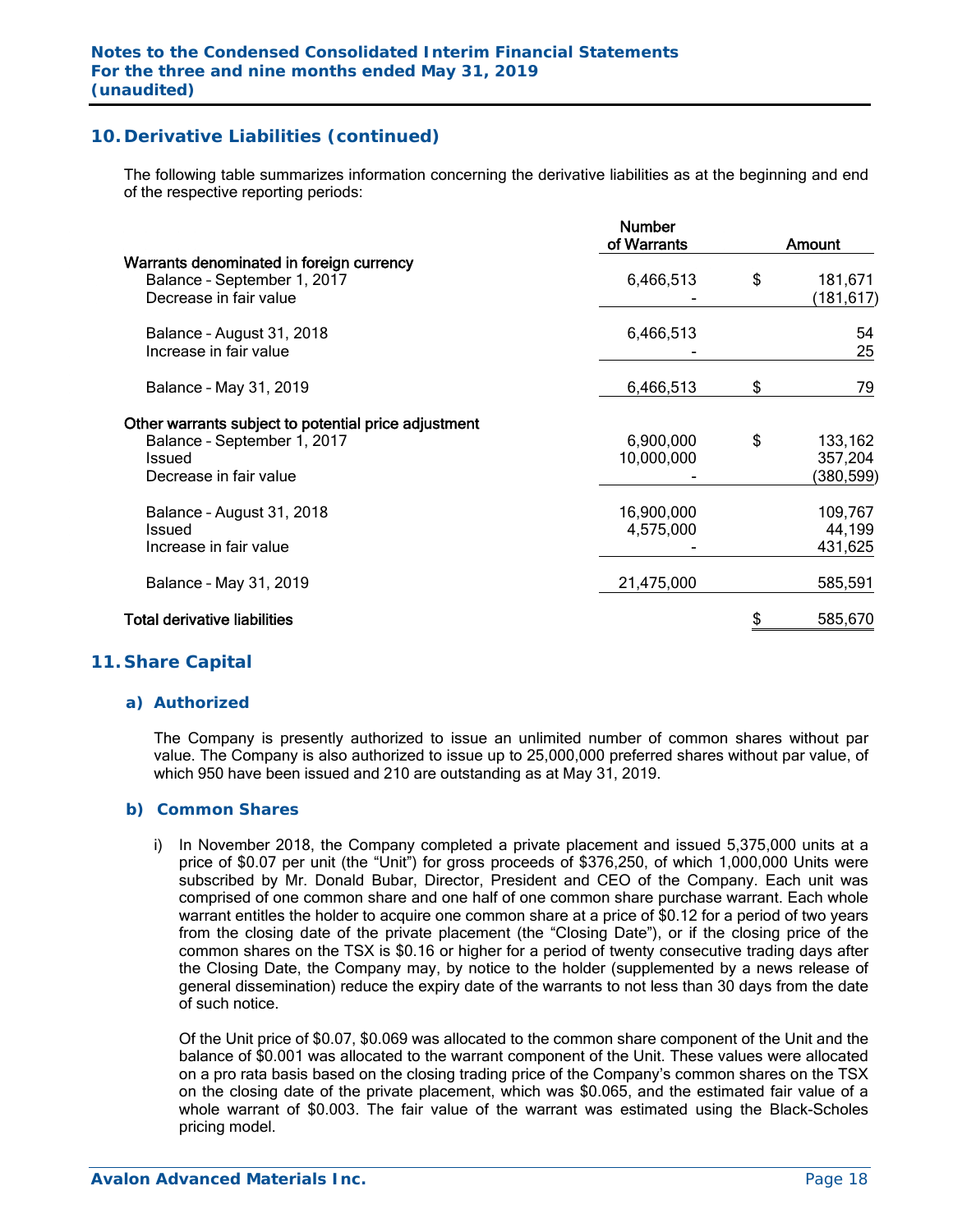## 10. Derivative Liabilities (continued)

The following table summarizes information concerning the derivative liabilities as at the beginning and end of the respective reporting periods:

| | Number of Warrants | | Amount |
|---|---|---|---|
| **Warrants denominated in foreign currency** | | | |
| Balance – September 1, 2017 | 6,466,513 | $ | 181,671 |
| Decrease in fair value | - | | (181,617) |
| Balance – August 31, 2018 | 6,466,513 | | 54 |
| Increase in fair value | - | | 25 |
| Balance – May 31, 2019 | 6,466,513 | $ | 79 |
| **Other warrants subject to potential price adjustment** | | | |
| Balance – September 1, 2017 | 6,900,000 | $ | 133,162 |
| Issued | 10,000,000 | | 357,204 |
| Decrease in fair value | - | | (380,599) |
| Balance – August 31, 2018 | 16,900,000 | | 109,767 |
| Issued | 4,575,000 | | 44,199 |
| Increase in fair value | - | | 431,625 |
| Balance – May 31, 2019 | 21,475,000 | | 585,591 |
| **Total derivative liabilities** | | $ | 585,670 |

## 11. Share Capital

### a) Authorized

The Company is presently authorized to issue an unlimited number of common shares without par value. The Company is also authorized to issue up to 25,000,000 preferred shares without par value, of which 950 have been issued and 210 are outstanding as at May 31, 2019.

### b) Common Shares

i) In November 2018, the Company completed a private placement and issued 5,375,000 units at a price of $0.07 per unit (the "Unit") for gross proceeds of $376,250, of which 1,000,000 Units were subscribed by Mr. Donald Bubar, Director, President and CEO of the Company. Each unit was comprised of one common share and one half of one common share purchase warrant. Each whole warrant entitles the holder to acquire one common share at a price of $0.12 for a period of two years from the closing date of the private placement (the "Closing Date"), or if the closing price of the common shares on the TSX is $0.16 or higher for a period of twenty consecutive trading days after the Closing Date, the Company may, by notice to the holder (supplemented by a news release of general dissemination) reduce the expiry date of the warrants to not less than 30 days from the date of such notice.

Of the Unit price of $0.07, $0.069 was allocated to the common share component of the Unit and the balance of $0.001 was allocated to the warrant component of the Unit. These values were allocated on a pro rata basis based on the closing trading price of the Company's common shares on the TSX on the closing date of the private placement, which was $0.065, and the estimated fair value of a whole warrant of $0.003. The fair value of the warrant was estimated using the Black-Scholes pricing model.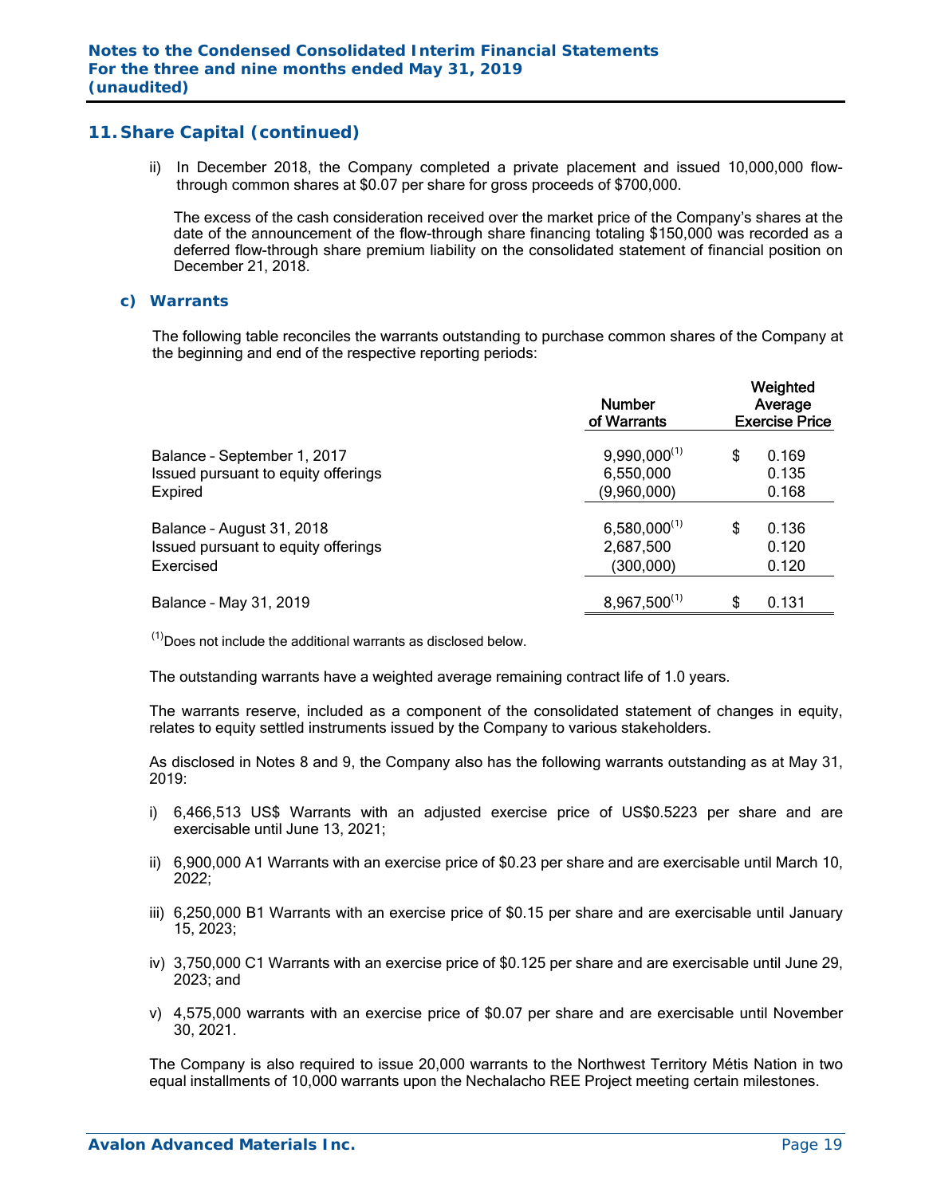## 11. Share Capital (continued)

ii) In December 2018, the Company completed a private placement and issued 10,000,000 flow-through common shares at $0.07 per share for gross proceeds of $700,000.

The excess of the cash consideration received over the market price of the Company's shares at the date of the announcement of the flow-through share financing totaling $150,000 was recorded as a deferred flow-through share premium liability on the consolidated statement of financial position on December 21, 2018.

### c) Warrants

The following table reconciles the warrants outstanding to purchase common shares of the Company at the beginning and end of the respective reporting periods:

| | Number of Warrants | Weighted Average Exercise Price |
|---|---|---|
| Balance – September 1, 2017 | 9,990,000[(1)] | $ 0.169 |
| Issued pursuant to equity offerings | 6,550,000 | 0.135 |
| Expired | (9,960,000) | 0.168 |
| Balance – August 31, 2018 | 6,580,000[(1)] | $ 0.136 |
| Issued pursuant to equity offerings | 2,687,500 | 0.120 |
| Exercised | (300,000) | 0.120 |
| Balance – May 31, 2019 | 8,967,500[(1)] | $ 0.131 |

[(1)]Does not include the additional warrants as disclosed below.

The outstanding warrants have a weighted average remaining contract life of 1.0 years.

The warrants reserve, included as a component of the consolidated statement of changes in equity, relates to equity settled instruments issued by the Company to various stakeholders.

As disclosed in Notes 8 and 9, the Company also has the following warrants outstanding as at May 31, 2019:

i) 6,466,513 US$ Warrants with an adjusted exercise price of US$0.5223 per share and are exercisable until June 13, 2021;

ii) 6,900,000 A1 Warrants with an exercise price of $0.23 per share and are exercisable until March 10, 2022;

iii) 6,250,000 B1 Warrants with an exercise price of $0.15 per share and are exercisable until January 15, 2023;

iv) 3,750,000 C1 Warrants with an exercise price of $0.125 per share and are exercisable until June 29, 2023; and

v) 4,575,000 warrants with an exercise price of $0.07 per share and are exercisable until November 30, 2021.

The Company is also required to issue 20,000 warrants to the Northwest Territory Métis Nation in two equal installments of 10,000 warrants upon the Nechalacho REE Project meeting certain milestones.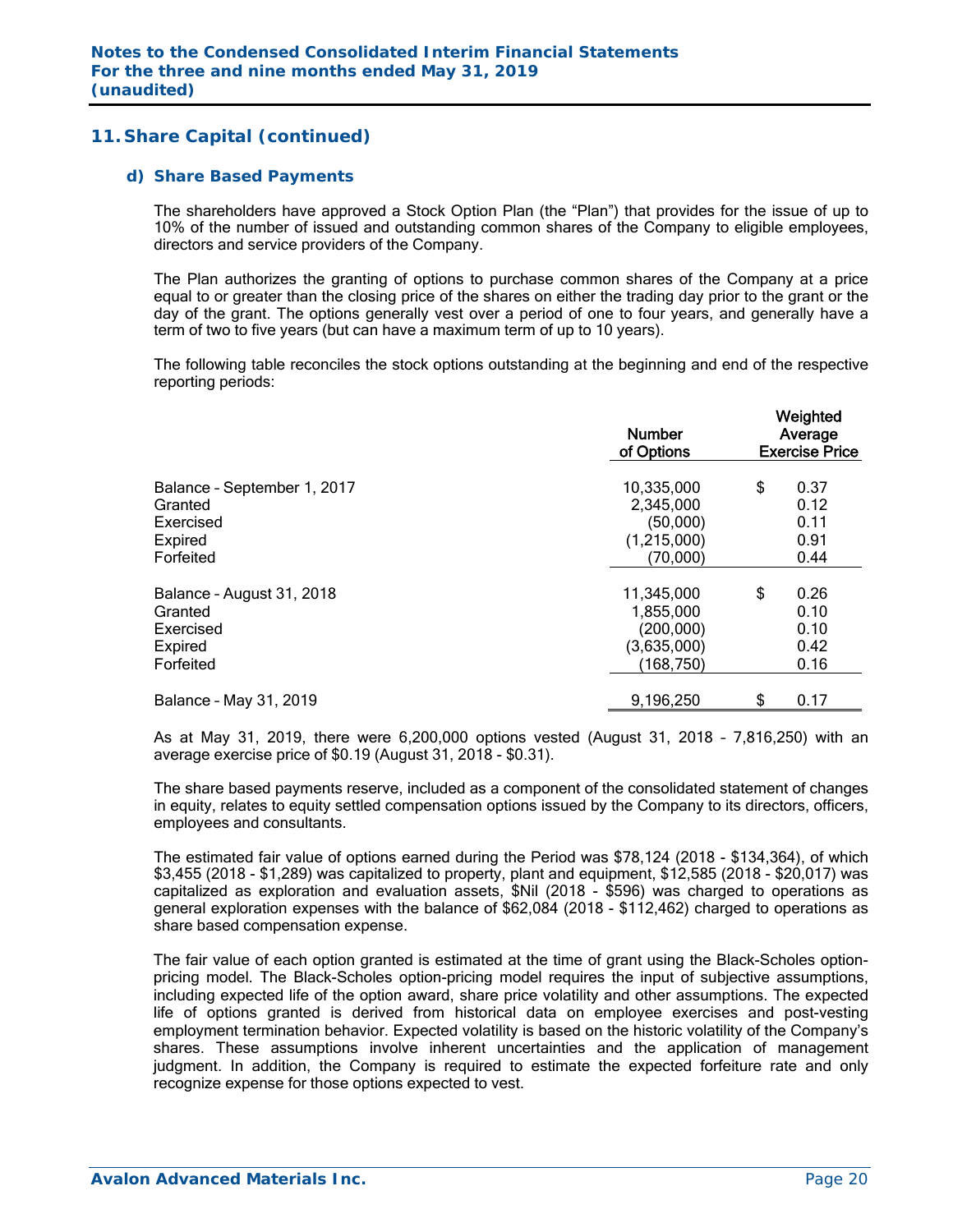## 11. Share Capital (continued)

### d) Share Based Payments

The shareholders have approved a Stock Option Plan (the "Plan") that provides for the issue of up to 10% of the number of issued and outstanding common shares of the Company to eligible employees, directors and service providers of the Company.

The Plan authorizes the granting of options to purchase common shares of the Company at a price equal to or greater than the closing price of the shares on either the trading day prior to the grant or the day of the grant. The options generally vest over a period of one to four years, and generally have a term of two to five years (but can have a maximum term of up to 10 years).

The following table reconciles the stock options outstanding at the beginning and end of the respective reporting periods:

| | Number of Options | Weighted Average Exercise Price |
|---|---|---|
| Balance – September 1, 2017 | 10,335,000 | $ 0.37 |
| Granted | 2,345,000 | 0.12 |
| Exercised | (50,000) | 0.11 |
| Expired | (1,215,000) | 0.91 |
| Forfeited | (70,000) | 0.44 |
| Balance – August 31, 2018 | 11,345,000 | $ 0.26 |
| Granted | 1,855,000 | 0.10 |
| Exercised | (200,000) | 0.10 |
| Expired | (3,635,000) | 0.42 |
| Forfeited | (168,750) | 0.16 |
| Balance – May 31, 2019 | 9,196,250 | $ 0.17 |

As at May 31, 2019, there were 6,200,000 options vested (August 31, 2018 – 7,816,250) with an average exercise price of $0.19 (August 31, 2018 - $0.31).

The share based payments reserve, included as a component of the consolidated statement of changes in equity, relates to equity settled compensation options issued by the Company to its directors, officers, employees and consultants.

The estimated fair value of options earned during the Period was $78,124 (2018 - $134,364), of which $3,455 (2018 - $1,289) was capitalized to property, plant and equipment, $12,585 (2018 - $20,017) was capitalized as exploration and evaluation assets, $Nil (2018 - $596) was charged to operations as general exploration expenses with the balance of $62,084 (2018 - $112,462) charged to operations as share based compensation expense.

The fair value of each option granted is estimated at the time of grant using the Black-Scholes option-pricing model. The Black-Scholes option-pricing model requires the input of subjective assumptions, including expected life of the option award, share price volatility and other assumptions. The expected life of options granted is derived from historical data on employee exercises and post-vesting employment termination behavior. Expected volatility is based on the historic volatility of the Company's shares. These assumptions involve inherent uncertainties and the application of management judgment. In addition, the Company is required to estimate the expected forfeiture rate and only recognize expense for those options expected to vest.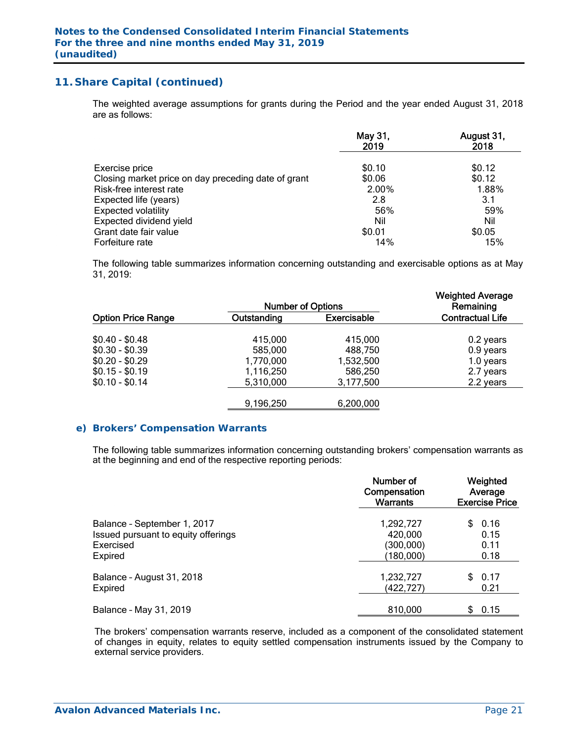## 11. Share Capital (continued)

The weighted average assumptions for grants during the Period and the year ended August 31, 2018 are as follows:

| | May 31, 2019 | August 31, 2018 |
|---|---|---|
| Exercise price | $0.10 | $0.12 |
| Closing market price on day preceding date of grant | $0.06 | $0.12 |
| Risk-free interest rate | 2.00% | 1.88% |
| Expected life (years) | 2.8 | 3.1 |
| Expected volatility | 56% | 59% |
| Expected dividend yield | Nil | Nil |
| Grant date fair value | $0.01 | $0.05 |
| Forfeiture rate | 14% | 15% |

The following table summarizes information concerning outstanding and exercisable options as at May 31, 2019:

| | Number of Options | | Weighted Average Remaining |
|---|---|---|---|
| Option Price Range | Outstanding | Exercisable | Contractual Life |
| $0.40 - $0.48 | 415,000 | 415,000 | 0.2 years |
| $0.30 - $0.39 | 585,000 | 488,750 | 0.9 years |
| $0.20 - $0.29 | 1,770,000 | 1,532,500 | 1.0 years |
| $0.15 - $0.19 | 1,116,250 | 586,250 | 2.7 years |
| $0.10 - $0.14 | 5,310,000 | 3,177,500 | 2.2 years |
| | 9,196,250 | 6,200,000 | |

### e) Brokers' Compensation Warrants

The following table summarizes information concerning outstanding brokers' compensation warrants as at the beginning and end of the respective reporting periods:

| | Number of Compensation Warrants | Weighted Average Exercise Price |
|---|---|---|
| Balance – September 1, 2017 | 1,292,727 | $ 0.16 |
| Issued pursuant to equity offerings | 420,000 | 0.15 |
| Exercised | (300,000) | 0.11 |
| Expired | (180,000) | 0.18 |
| Balance – August 31, 2018 | 1,232,727 | $ 0.17 |
| Expired | (422,727) | 0.21 |
| Balance – May 31, 2019 | 810,000 | $ 0.15 |

The brokers' compensation warrants reserve, included as a component of the consolidated statement of changes in equity, relates to equity settled compensation instruments issued by the Company to external service providers.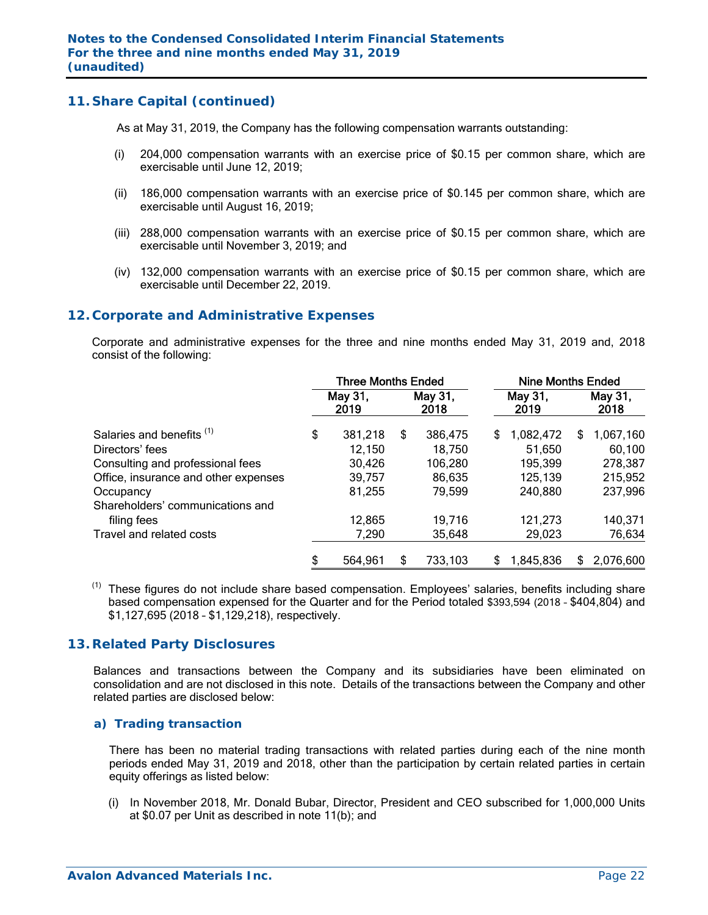## 11. Share Capital (continued)

As at May 31, 2019, the Company has the following compensation warrants outstanding:

(i) 204,000 compensation warrants with an exercise price of $0.15 per common share, which are exercisable until June 12, 2019;

(ii) 186,000 compensation warrants with an exercise price of $0.145 per common share, which are exercisable until August 16, 2019;

(iii) 288,000 compensation warrants with an exercise price of $0.15 per common share, which are exercisable until November 3, 2019; and

(iv) 132,000 compensation warrants with an exercise price of $0.15 per common share, which are exercisable until December 22, 2019.

## 12. Corporate and Administrative Expenses

Corporate and administrative expenses for the three and nine months ended May 31, 2019 and, 2018 consist of the following:

| | Three Months Ended | | Nine Months Ended | |
|---|---|---|---|---|
| | May 31, 2019 | May 31, 2018 | May 31, 2019 | May 31, 2018 |
| Salaries and benefits [(1)] | $ 381,218 | $ 386,475 | $ 1,082,472 | $ 1,067,160 |
| Directors' fees | 12,150 | 18,750 | 51,650 | 60,100 |
| Consulting and professional fees | 30,426 | 106,280 | 195,399 | 278,387 |
| Office, insurance and other expenses | 39,757 | 86,635 | 125,139 | 215,952 |
| Occupancy | 81,255 | 79,599 | 240,880 | 237,996 |
| Shareholders' communications and filing fees | 12,865 | 19,716 | 121,273 | 140,371 |
| Travel and related costs | 7,290 | 35,648 | 29,023 | 76,634 |
| | $ 564,961 | $ 733,103 | $ 1,845,836 | $ 2,076,600 |

(1) These figures do not include share based compensation. Employees' salaries, benefits including share based compensation expensed for the Quarter and for the Period totaled $393,594 (2018 – $404,804) and $1,127,695 (2018 – $1,129,218), respectively.

## 13. Related Party Disclosures

Balances and transactions between the Company and its subsidiaries have been eliminated on consolidation and are not disclosed in this note. Details of the transactions between the Company and other related parties are disclosed below:

### a) Trading transaction

There has been no material trading transactions with related parties during each of the nine month periods ended May 31, 2019 and 2018, other than the participation by certain related parties in certain equity offerings as listed below:

(i) In November 2018, Mr. Donald Bubar, Director, President and CEO subscribed for 1,000,000 Units at $0.07 per Unit as described in note 11(b); and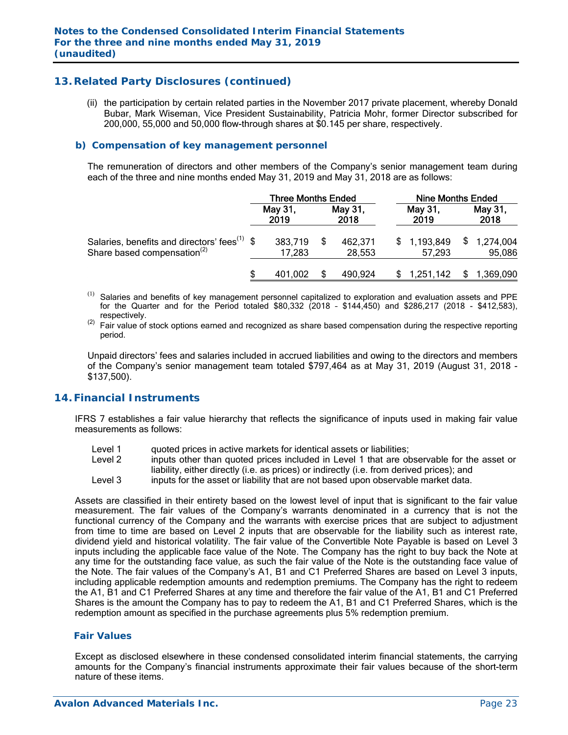## 13. Related Party Disclosures (continued)

(ii) the participation by certain related parties in the November 2017 private placement, whereby Donald Bubar, Mark Wiseman, Vice President Sustainability, Patricia Mohr, former Director subscribed for 200,000, 55,000 and 50,000 flow-through shares at $0.145 per share, respectively.

### b) Compensation of key management personnel

The remuneration of directors and other members of the Company's senior management team during each of the three and nine months ended May 31, 2019 and May 31, 2018 are as follows:

| | Three Months Ended | | Nine Months Ended | |
|---|---|---|---|---|
| | May 31, 2019 | May 31, 2018 | May 31, 2019 | May 31, 2018 |
| Salaries, benefits and directors' fees[1] | $ 383,719 | $ 462,371 | $ 1,193,849 | $ 1,274,004 |
| Share based compensation[2] | 17,283 | 28,553 | 57,293 | 95,086 |
| | $ 401,002 | $ 490,924 | $ 1,251,142 | $ 1,369,090 |

[1] Salaries and benefits of key management personnel capitalized to exploration and evaluation assets and PPE for the Quarter and for the Period totaled $80,332 (2018 - $144,450) and $286,217 (2018 - $412,583), respectively.

[2] Fair value of stock options earned and recognized as share based compensation during the respective reporting period.

Unpaid directors' fees and salaries included in accrued liabilities and owing to the directors and members of the Company's senior management team totaled $797,464 as at May 31, 2019 (August 31, 2018 - $137,500).

## 14. Financial Instruments

IFRS 7 establishes a fair value hierarchy that reflects the significance of inputs used in making fair value measurements as follows:

- Level 1 quoted prices in active markets for identical assets or liabilities;
- Level 2 inputs other than quoted prices included in Level 1 that are observable for the asset or liability, either directly (i.e. as prices) or indirectly (i.e. from derived prices); and
- Level 3 inputs for the asset or liability that are not based upon observable market data.

Assets are classified in their entirety based on the lowest level of input that is significant to the fair value measurement. The fair values of the Company's warrants denominated in a currency that is not the functional currency of the Company and the warrants with exercise prices that are subject to adjustment from time to time are based on Level 2 inputs that are observable for the liability such as interest rate, dividend yield and historical volatility. The fair value of the Convertible Note Payable is based on Level 3 inputs including the applicable face value of the Note. The Company has the right to buy back the Note at any time for the outstanding face value, as such the fair value of the Note is the outstanding face value of the Note. The fair values of the Company's A1, B1 and C1 Preferred Shares are based on Level 3 inputs, including applicable redemption amounts and redemption premiums. The Company has the right to redeem the A1, B1 and C1 Preferred Shares at any time and therefore the fair value of the A1, B1 and C1 Preferred Shares is the amount the Company has to pay to redeem the A1, B1 and C1 Preferred Shares, which is the redemption amount as specified in the purchase agreements plus 5% redemption premium.

### Fair Values

Except as disclosed elsewhere in these condensed consolidated interim financial statements, the carrying amounts for the Company's financial instruments approximate their fair values because of the short-term nature of these items.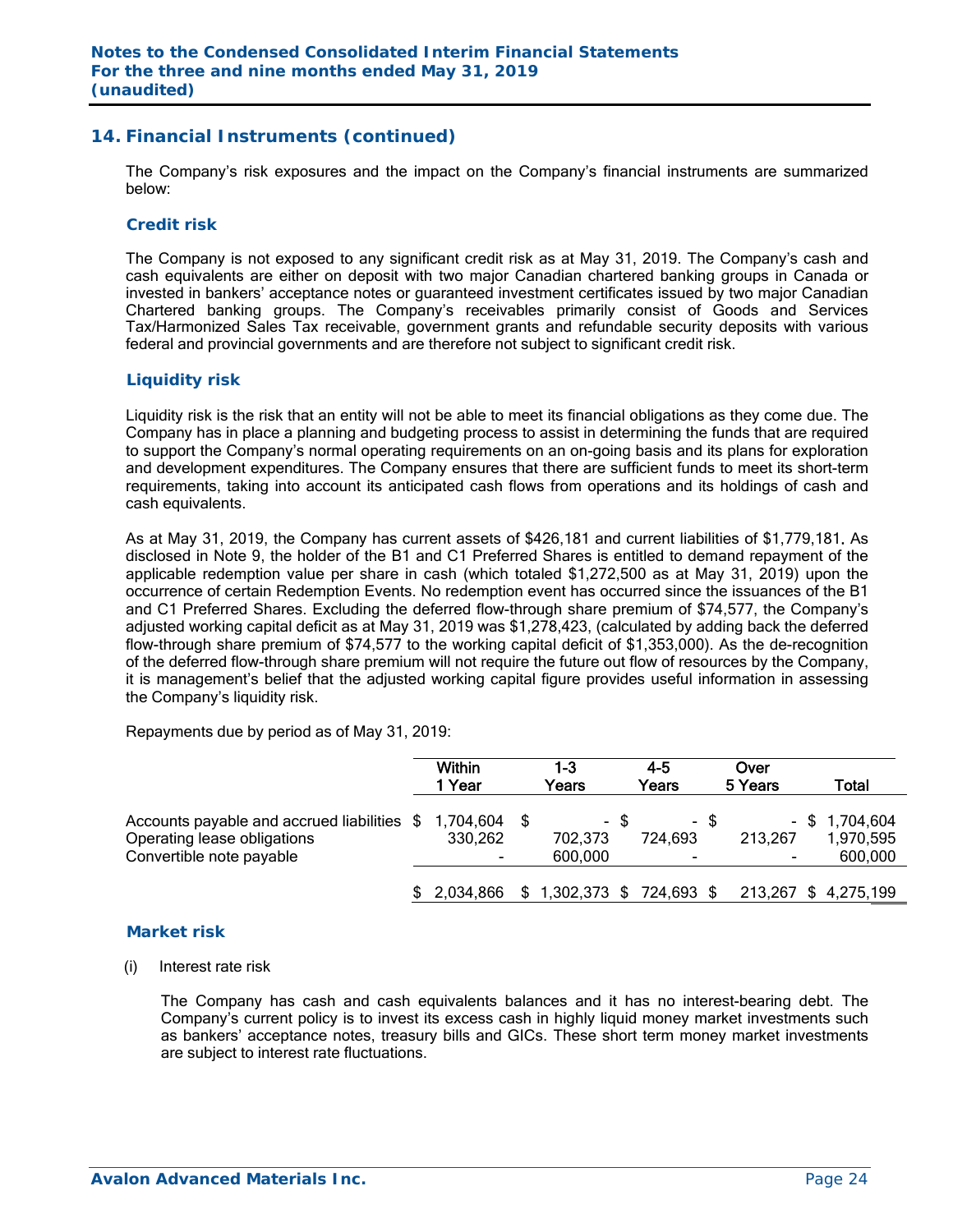## 14. Financial Instruments (continued)

The Company's risk exposures and the impact on the Company's financial instruments are summarized below:

### Credit risk

The Company is not exposed to any significant credit risk as at May 31, 2019. The Company's cash and cash equivalents are either on deposit with two major Canadian chartered banking groups in Canada or invested in bankers' acceptance notes or guaranteed investment certificates issued by two major Canadian Chartered banking groups. The Company's receivables primarily consist of Goods and Services Tax/Harmonized Sales Tax receivable, government grants and refundable security deposits with various federal and provincial governments and are therefore not subject to significant credit risk.

### Liquidity risk

Liquidity risk is the risk that an entity will not be able to meet its financial obligations as they come due. The Company has in place a planning and budgeting process to assist in determining the funds that are required to support the Company's normal operating requirements on an on-going basis and its plans for exploration and development expenditures. The Company ensures that there are sufficient funds to meet its short-term requirements, taking into account its anticipated cash flows from operations and its holdings of cash and cash equivalents.

As at May 31, 2019, the Company has current assets of $426,181 and current liabilities of $1,779,181. As disclosed in Note 9, the holder of the B1 and C1 Preferred Shares is entitled to demand repayment of the applicable redemption value per share in cash (which totaled $1,272,500 as at May 31, 2019) upon the occurrence of certain Redemption Events. No redemption event has occurred since the issuances of the B1 and C1 Preferred Shares. Excluding the deferred flow-through share premium of $74,577, the Company's adjusted working capital deficit as at May 31, 2019 was $1,278,423, (calculated by adding back the deferred flow-through share premium of $74,577 to the working capital deficit of $1,353,000). As the de-recognition of the deferred flow-through share premium will not require the future out flow of resources by the Company, it is management's belief that the adjusted working capital figure provides useful information in assessing the Company's liquidity risk.

Repayments due by period as of May 31, 2019:

| | Within 1 Year | 1-3 Years | 4-5 Years | Over 5 Years | Total |
|---|---|---|---|---|---|
| Accounts payable and accrued liabilities | $ 1,704,604 | $ - | $ - | $ - | $ 1,704,604 |
| Operating lease obligations | 330,262 | 702,373 | 724,693 | 213,267 | 1,970,595 |
| Convertible note payable | - | 600,000 | - | - | 600,000 |
| | $ 2,034,866 | $ 1,302,373 | $ 724,693 | $ 213,267 | $ 4,275,199 |

### Market risk

(i) Interest rate risk

The Company has cash and cash equivalents balances and it has no interest-bearing debt. The Company's current policy is to invest its excess cash in highly liquid money market investments such as bankers' acceptance notes, treasury bills and GICs. These short term money market investments are subject to interest rate fluctuations.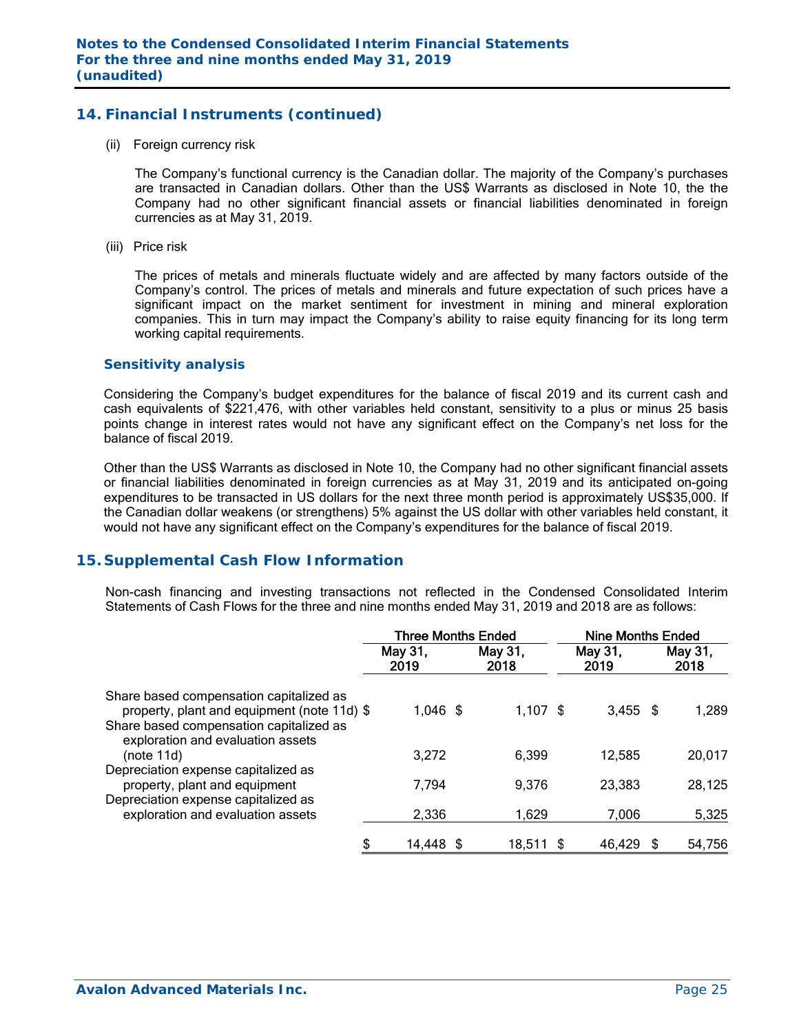## 14. Financial Instruments (continued)

(ii) Foreign currency risk

The Company's functional currency is the Canadian dollar. The majority of the Company's purchases are transacted in Canadian dollars. Other than the US$ Warrants as disclosed in Note 10, the the Company had no other significant financial assets or financial liabilities denominated in foreign currencies as at May 31, 2019.

(iii) Price risk

The prices of metals and minerals fluctuate widely and are affected by many factors outside of the Company's control. The prices of metals and minerals and future expectation of such prices have a significant impact on the market sentiment for investment in mining and mineral exploration companies. This in turn may impact the Company's ability to raise equity financing for its long term working capital requirements.

### Sensitivity analysis

Considering the Company's budget expenditures for the balance of fiscal 2019 and its current cash and cash equivalents of $221,476, with other variables held constant, sensitivity to a plus or minus 25 basis points change in interest rates would not have any significant effect on the Company's net loss for the balance of fiscal 2019.

Other than the US$ Warrants as disclosed in Note 10, the Company had no other significant financial assets or financial liabilities denominated in foreign currencies as at May 31, 2019 and its anticipated on-going expenditures to be transacted in US dollars for the next three month period is approximately US$35,000. If the Canadian dollar weakens (or strengthens) 5% against the US dollar with other variables held constant, it would not have any significant effect on the Company's expenditures for the balance of fiscal 2019.

## 15. Supplemental Cash Flow Information

Non-cash financing and investing transactions not reflected in the Condensed Consolidated Interim Statements of Cash Flows for the three and nine months ended May 31, 2019 and 2018 are as follows:

| | Three Months Ended | | Nine Months Ended | |
|---|---|---|---|---|
| | May 31, 2019 | May 31, 2018 | May 31, 2019 | May 31, 2018 |
| Share based compensation capitalized as property, plant and equipment (note 11d) | $ 1,046 | $ 1,107 | $ 3,455 | $ 1,289 |
| Share based compensation capitalized as exploration and evaluation assets (note 11d) | 3,272 | 6,399 | 12,585 | 20,017 |
| Depreciation expense capitalized as property, plant and equipment | 7,794 | 9,376 | 23,383 | 28,125 |
| Depreciation expense capitalized as exploration and evaluation assets | 2,336 | 1,629 | 7,006 | 5,325 |
| | $ 14,448 | $ 18,511 | $ 46,429 | $ 54,756 |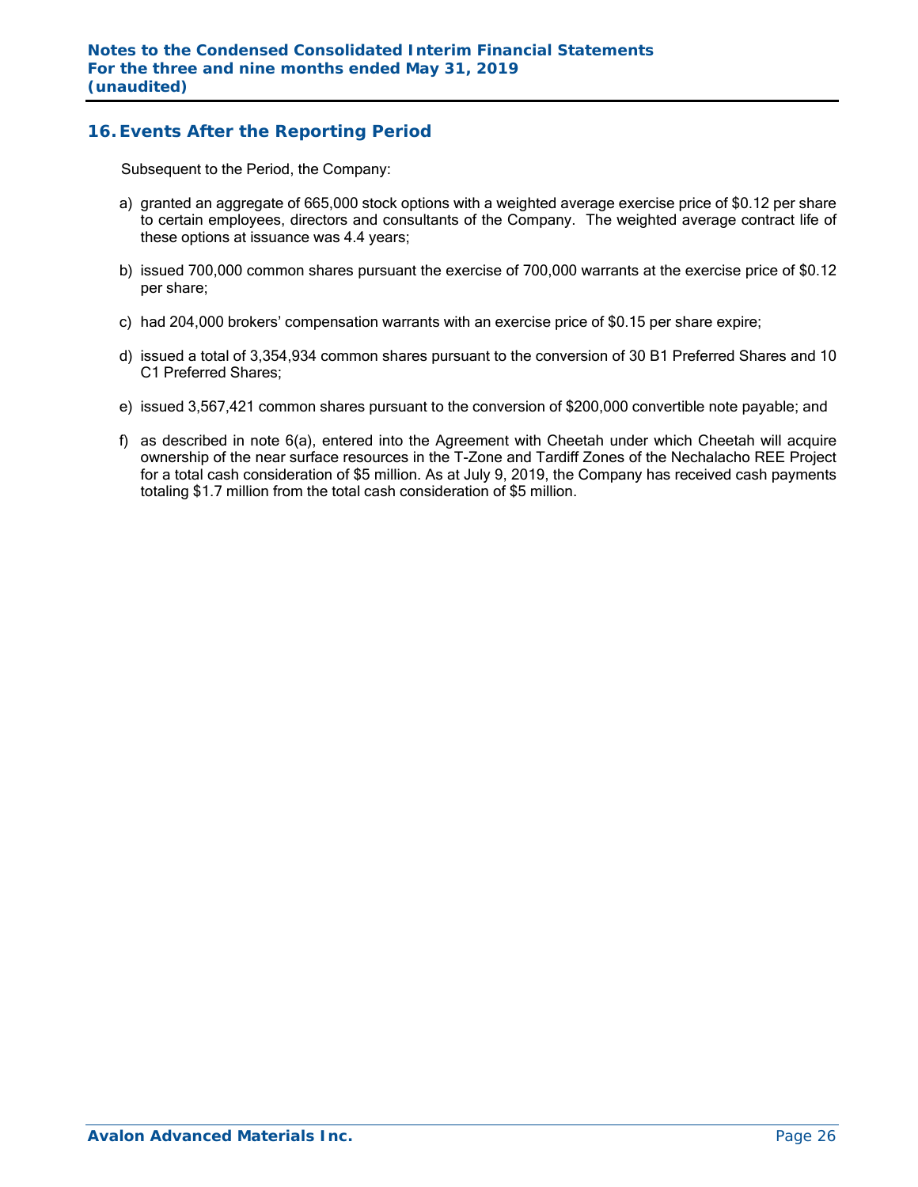## 16. Events After the Reporting Period

Subsequent to the Period, the Company:

a) granted an aggregate of 665,000 stock options with a weighted average exercise price of $0.12 per share to certain employees, directors and consultants of the Company. The weighted average contract life of these options at issuance was 4.4 years;

b) issued 700,000 common shares pursuant the exercise of 700,000 warrants at the exercise price of $0.12 per share;

c) had 204,000 brokers' compensation warrants with an exercise price of $0.15 per share expire;

d) issued a total of 3,354,934 common shares pursuant to the conversion of 30 B1 Preferred Shares and 10 C1 Preferred Shares;

e) issued 3,567,421 common shares pursuant to the conversion of $200,000 convertible note payable; and

f) as described in note 6(a), entered into the Agreement with Cheetah under which Cheetah will acquire ownership of the near surface resources in the T-Zone and Tardiff Zones of the Nechalacho REE Project for a total cash consideration of $5 million. As at July 9, 2019, the Company has received cash payments totaling $1.7 million from the total cash consideration of $5 million.